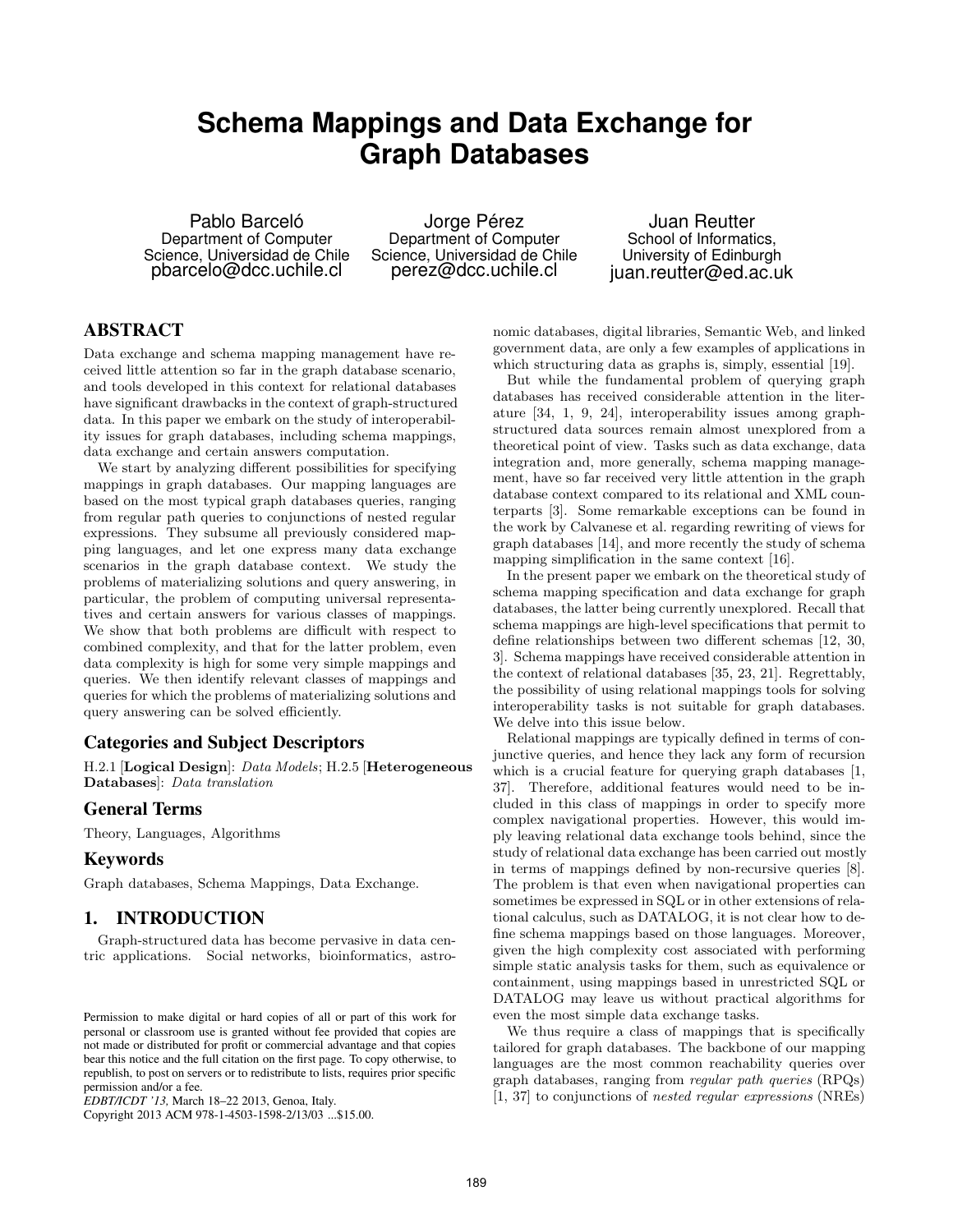# Schema Mappings and Data Exchange for Graph Databases

Pablo Barceló
Department of Computer Science, Universidad de Chile
pbarcelo@dcc.uchile.cl

Jorge Pérez
Department of Computer Science, Universidad de Chile
perez@dcc.uchile.cl

Juan Reutter
School of Informatics, University of Edinburgh
juan.reutter@ed.ac.uk

## ABSTRACT

Data exchange and schema mapping management have received little attention so far in the graph database scenario, and tools developed in this context for relational databases have significant drawbacks in the context of graph-structured data. In this paper we embark on the study of interoperability issues for graph databases, including schema mappings, data exchange and certain answers computation.

We start by analyzing different possibilities for specifying mappings in graph databases. Our mapping languages are based on the most typical graph databases queries, ranging from regular path queries to conjunctions of nested regular expressions. They subsume all previously considered mapping languages, and let one express many data exchange scenarios in the graph database context. We study the problems of materializing solutions and query answering, in particular, the problem of computing universal representatives and certain answers for various classes of mappings. We show that both problems are difficult with respect to combined complexity, and that for the latter problem, even data complexity is high for some very simple mappings and queries. We then identify relevant classes of mappings and queries for which the problems of materializing solutions and query answering can be solved efficiently.

### Categories and Subject Descriptors

H.2.1 [**Logical Design**]: *Data Models*; H.2.5 [**Heterogeneous Databases**]: *Data translation*

### General Terms

Theory, Languages, Algorithms

### Keywords

Graph databases, Schema Mappings, Data Exchange.

## 1. INTRODUCTION

Graph-structured data has become pervasive in data centric applications. Social networks, bioinformatics, astronomic databases, digital libraries, Semantic Web, and linked government data, are only a few examples of applications in which structuring data as graphs is, simply, essential [19].

But while the fundamental problem of querying graph databases has received considerable attention in the literature [34, 1, 9, 24], interoperability issues among graph-structured data sources remain almost unexplored from a theoretical point of view. Tasks such as data exchange, data integration and, more generally, schema mapping management, have so far received very little attention in the graph database context compared to its relational and XML counterparts [3]. Some remarkable exceptions can be found in the work by Calvanese et al. regarding rewriting of views for graph databases [14], and more recently the study of schema mapping simplification in the same context [16].

In the present paper we embark on the theoretical study of schema mapping specification and data exchange for graph databases, the latter being currently unexplored. Recall that schema mappings are high-level specifications that permit to define relationships between two different schemas [12, 30, 3]. Schema mappings have received considerable attention in the context of relational databases [35, 23, 21]. Regrettably, the possibility of using relational mappings tools for solving interoperability tasks is not suitable for graph databases. We delve into this issue below.

Relational mappings are typically defined in terms of conjunctive queries, and hence they lack any form of recursion which is a crucial feature for querying graph databases [1, 37]. Therefore, additional features would need to be included in this class of mappings in order to specify more complex navigational properties. However, this would imply leaving relational data exchange tools behind, since the study of relational data exchange has been carried out mostly in terms of mappings defined by non-recursive queries [8]. The problem is that even when navigational properties can sometimes be expressed in SQL or in other extensions of relational calculus, such as DATALOG, it is not clear how to define schema mappings based on those languages. Moreover, given the high complexity cost associated with performing simple static analysis tasks for them, such as equivalence or containment, using mappings based in unrestricted SQL or DATALOG may leave us without practical algorithms for even the most simple data exchange tasks.

We thus require a class of mappings that is specifically tailored for graph databases. The backbone of our mapping languages are the most common reachability queries over graph databases, ranging from *regular path queries* (RPQs) [1, 37] to conjunctions of *nested regular expressions* (NREs)

Permission to make digital or hard copies of all or part of this work for personal or classroom use is granted without fee provided that copies are not made or distributed for profit or commercial advantage and that copies bear this notice and the full citation on the first page. To copy otherwise, to republish, to post on servers or to redistribute to lists, requires prior specific permission and/or a fee.
*EDBT/ICDT '13,* March 18–22 2013, Genoa, Italy.
Copyright 2013 ACM 978-1-4503-1598-2/13/03 ...$15.00.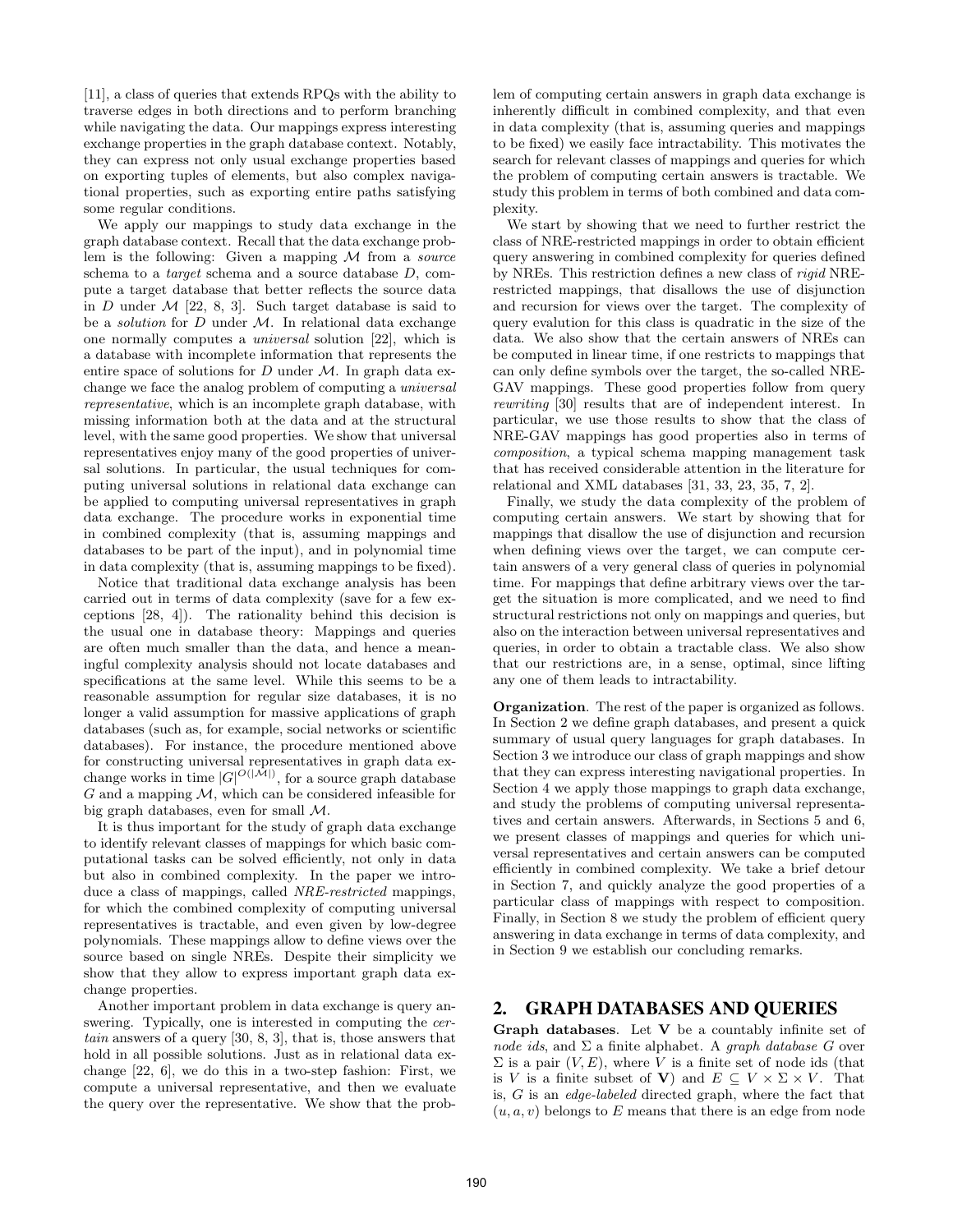[11], a class of queries that extends RPQs with the ability to traverse edges in both directions and to perform branching while navigating the data. Our mappings express interesting exchange properties in the graph database context. Notably, they can express not only usual exchange properties based on exporting tuples of elements, but also complex navigational properties, such as exporting entire paths satisfying some regular conditions.

We apply our mappings to study data exchange in the graph database context. Recall that the data exchange problem is the following: Given a mapping $\mathcal{M}$ from a *source* schema to a *target* schema and a source database $D$, compute a target database that better reflects the source data in $D$ under $\mathcal{M}$ [22, 8, 3]. Such target database is said to be a *solution* for $D$ under $\mathcal{M}$. In relational data exchange one normally computes a *universal* solution [22], which is a database with incomplete information that represents the entire space of solutions for $D$ under $\mathcal{M}$. In graph data exchange we face the analog problem of computing a *universal representative*, which is an incomplete graph database, with missing information both at the data and at the structural level, with the same good properties. We show that universal representatives enjoy many of the good properties of universal solutions. In particular, the usual techniques for computing universal solutions in relational data exchange can be applied to computing universal representatives in graph data exchange. The procedure works in exponential time in combined complexity (that is, assuming mappings and databases to be part of the input), and in polynomial time in data complexity (that is, assuming mappings to be fixed).

Notice that traditional data exchange analysis has been carried out in terms of data complexity (save for a few exceptions [28, 4]). The rationality behind this decision is the usual one in database theory: Mappings and queries are often much smaller than the data, and hence a meaningful complexity analysis should not locate databases and specifications at the same level. While this seems to be a reasonable assumption for regular size databases, it is no longer a valid assumption for massive applications of graph databases (such as, for example, social networks or scientific databases). For instance, the procedure mentioned above for constructing universal representatives in graph data exchange works in time $|G|^{O(|\mathcal{M}|)}$, for a source graph database $G$ and a mapping $\mathcal{M}$, which can be considered infeasible for big graph databases, even for small $\mathcal{M}$.

It is thus important for the study of graph data exchange to identify relevant classes of mappings for which basic computational tasks can be solved efficiently, not only in data but also in combined complexity. In the paper we introduce a class of mappings, called *NRE-restricted* mappings, for which the combined complexity of computing universal representatives is tractable, and even given by low-degree polynomials. These mappings allow to define views over the source based on single NREs. Despite their simplicity we show that they allow to express important graph data exchange properties.

Another important problem in data exchange is query answering. Typically, one is interested in computing the *certain* answers of a query [30, 8, 3], that is, those answers that hold in all possible solutions. Just as in relational data exchange [22, 6], we do this in a two-step fashion: First, we compute a universal representative, and then we evaluate the query over the representative. We show that the problem of computing certain answers in graph data exchange is inherently difficult in combined complexity, and that even in data complexity (that is, assuming queries and mappings to be fixed) we easily face intractability. This motivates the search for relevant classes of mappings and queries for which the problem of computing certain answers is tractable. We study this problem in terms of both combined and data complexity.

We start by showing that we need to further restrict the class of NRE-restricted mappings in order to obtain efficient query answering in combined complexity for queries defined by NREs. This restriction defines a new class of *rigid* NRE-restricted mappings, that disallows the use of disjunction and recursion for views over the target. The complexity of query evalution for this class is quadratic in the size of the data. We also show that the certain answers of NREs can be computed in linear time, if one restricts to mappings that can only define symbols over the target, the so-called NRE-GAV mappings. These good properties follow from query *rewriting* [30] results that are of independent interest. In particular, we use those results to show that the class of NRE-GAV mappings has good properties also in terms of *composition*, a typical schema mapping management task that has received considerable attention in the literature for relational and XML databases [31, 33, 23, 35, 7, 2].

Finally, we study the data complexity of the problem of computing certain answers. We start by showing that for mappings that disallow the use of disjunction and recursion when defining views over the target, we can compute certain answers of a very general class of queries in polynomial time. For mappings that define arbitrary views over the target the situation is more complicated, and we need to find structural restrictions not only on mappings and queries, but also on the interaction between universal representatives and queries, in order to obtain a tractable class. We also show that our restrictions are, in a sense, optimal, since lifting any one of them leads to intractability.

**Organization**. The rest of the paper is organized as follows. In Section 2 we define graph databases, and present a quick summary of usual query languages for graph databases. In Section 3 we introduce our class of graph mappings and show that they can express interesting navigational properties. In Section 4 we apply those mappings to graph data exchange, and study the problems of computing universal representatives and certain answers. Afterwards, in Sections 5 and 6, we present classes of mappings and queries for which universal representatives and certain answers can be computed efficiently in combined complexity. We take a brief detour in Section 7, and quickly analyze the good properties of a particular class of mappings with respect to composition. Finally, in Section 8 we study the problem of efficient query answering in data exchange in terms of data complexity, and in Section 9 we establish our concluding remarks.

## 2. GRAPH DATABASES AND QUERIES

**Graph databases**. Let $\mathbf{V}$ be a countably infinite set of *node ids*, and $\Sigma$ a finite alphabet. A *graph database* $G$ over $\Sigma$ is a pair $(V, E)$, where $V$ is a finite set of node ids (that is $V$ is a finite subset of $\mathbf{V}$) and $E \subseteq V \times \Sigma \times V$. That is, $G$ is an *edge-labeled* directed graph, where the fact that $(u, a, v)$ belongs to $E$ means that there is an edge from node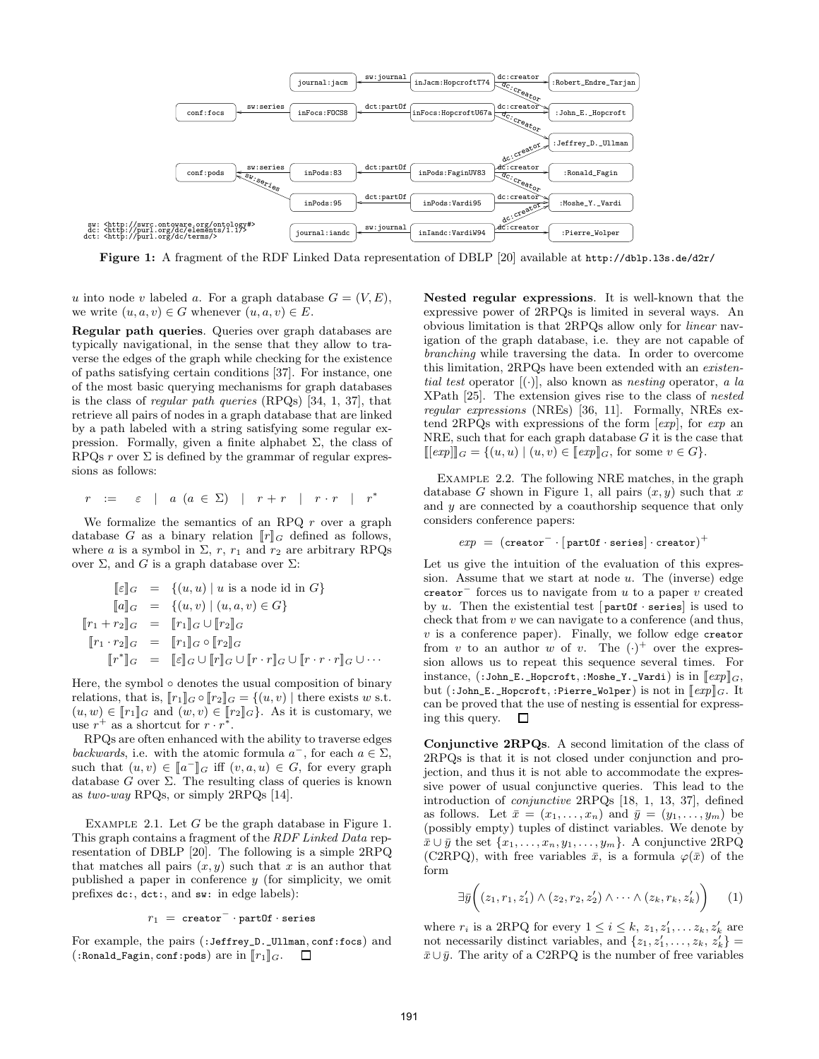Figure 1: A fragment of the RDF Linked Data representation of DBLP [20] available at http://dblp.l3s.de/d2r/

$u$ into node $v$ labeled $a$. For a graph database $G = (V, E)$, we write $(u, a, v) \in G$ whenever $(u, a, v) \in E$.

**Regular path queries**. Queries over graph databases are typically navigational, in the sense that they allow to traverse the edges of the graph while checking for the existence of paths satisfying certain conditions [37]. For instance, one of the most basic querying mechanisms for graph databases is the class of *regular path queries* (RPQs) [34, 1, 37], that retrieve all pairs of nodes in a graph database that are linked by a path labeled with a string satisfying some regular expression. Formally, given a finite alphabet $\Sigma$, the class of RPQs $r$ over $\Sigma$ is defined by the grammar of regular expressions as follows:

$$r \ := \ \varepsilon \ | \ a \ (a \in \Sigma) \ | \ r + r \ | \ r \cdot r \ | \ r^*$$

We formalize the semantics of an RPQ $r$ over a graph database $G$ as a binary relation $[\![r]\!]_G$ defined as follows, where $a$ is a symbol in $\Sigma$, $r$, $r_1$ and $r_2$ are arbitrary RPQs over $\Sigma$, and $G$ is a graph database over $\Sigma$:

$$\begin{aligned}
[\![\varepsilon]\!]_G &= \{(u, u) \mid u \text{ is a node id in } G\} \\
[\![a]\!]_G &= \{(u, v) \mid (u, a, v) \in G\} \\
[\![r_1 + r_2]\!]_G &= [\![r_1]\!]_G \cup [\![r_2]\!]_G \\
[\![r_1 \cdot r_2]\!]_G &= [\![r_1]\!]_G \circ [\![r_2]\!]_G \\
[\![r^*]\!]_G &= [\![\varepsilon]\!]_G \cup [\![r]\!]_G \cup [\![r \cdot r]\!]_G \cup [\![r \cdot r \cdot r]\!]_G \cup \cdots
\end{aligned}$$

Here, the symbol $\circ$ denotes the usual composition of binary relations, that is, $[\![r_1]\!]_G \circ [\![r_2]\!]_G = \{(u, v) \mid$ there exists $w$ s.t. $(u, w) \in [\![r_1]\!]_G$ and $(w, v) \in [\![r_2]\!]_G\}$. As it is customary, we use $r^+$ as a shortcut for $r \cdot r^*$.

RPQs are often enhanced with the ability to traverse edges *backwards*, i.e. with the atomic formula $a^-$, for each $a \in \Sigma$, such that $(u, v) \in [\![a^-]\!]_G$ iff $(v, a, u) \in G$, for every graph database $G$ over $\Sigma$. The resulting class of queries is known as *two-way* RPQs, or simply 2RPQs [14].

Example 2.1. Let $G$ be the graph database in Figure 1. This graph contains a fragment of the *RDF Linked Data* representation of DBLP [20]. The following is a simple 2RPQ that matches all pairs $(x, y)$ such that $x$ is an author that published a paper in conference $y$ (for simplicity, we omit prefixes dc:, dct:, and sw: in edge labels):

$$r_1 \ = \ \texttt{creator}^- \cdot \texttt{partOf} \cdot \texttt{series}$$

For example, the pairs (:Jeffrey_D._Ullman, conf:focs) and (:Ronald_Fagin, conf:pods) are in $[\![r_1]\!]_G$. □

**Nested regular expressions**. It is well-known that the expressive power of 2RPQs is limited in several ways. An obvious limitation is that 2RPQs allow only for *linear* navigation of the graph database, i.e. they are not capable of *branching* while traversing the data. In order to overcome this limitation, 2RPQs have been extended with an *existential test* operator $[(\cdot)]$, also known as *nesting* operator, *a la* XPath [25]. The extension gives rise to the class of *nested regular expressions* (NREs) [36, 11]. Formally, NREs extend 2RPQs with expressions of the form $[exp]$, for $exp$ an NRE, such that for each graph database $G$ it is the case that $[\![[exp]]\!]_G = \{(u, u) \mid (u, v) \in [\![exp]\!]_G$, for some $v \in G\}$.

Example 2.2. The following NRE matches, in the graph database $G$ shown in Figure 1, all pairs $(x, y)$ such that $x$ and $y$ are connected by a coauthorship sequence that only considers conference papers:

$$exp \ = \ (\texttt{creator}^- \cdot [\,\texttt{partOf} \cdot \texttt{series}] \cdot \texttt{creator})^+$$

Let us give the intuition of the evaluation of this expression. Assume that we start at node $u$. The (inverse) edge $\texttt{creator}^-$ forces us to navigate from $u$ to a paper $v$ created by $u$. Then the existential test $[\,\texttt{partOf} \cdot \texttt{series}]$ is used to check that from $v$ we can navigate to a conference (and thus, $v$ is a conference paper). Finally, we follow edge creator from $v$ to an author $w$ of $v$. The $(\cdot)^+$ over the expression allows us to repeat this sequence several times. For instance, (:John_E._Hopcroft, :Moshe_Y._Vardi) is in $[\![exp]\!]_G$, but (:John_E._Hopcroft, :Pierre_Wolper) is not in $[\![exp]\!]_G$. It can be proved that the use of nesting is essential for expressing this query. □

**Conjunctive 2RPQs**. A second limitation of the class of 2RPQs is that it is not closed under conjunction and projection, and thus it is not able to accommodate the expressive power of usual conjunctive queries. This lead to the introduction of *conjunctive* 2RPQs [18, 1, 13, 37], defined as follows. Let $\bar{x} = (x_1, \ldots, x_n)$ and $\bar{y} = (y_1, \ldots, y_m)$ be (possibly empty) tuples of distinct variables. We denote by $\bar{x} \cup \bar{y}$ the set $\{x_1, \ldots, x_n, y_1, \ldots, y_m\}$. A conjunctive 2RPQ (C2RPQ), with free variables $\bar{x}$, is a formula $\varphi(\bar{x})$ of the form

$$\exists \bar{y} \Big( (z_1, r_1, z_1') \wedge (z_2, r_2, z_2') \wedge \cdots \wedge (z_k, r_k, z_k') \Big) \qquad (1)$$

where $r_i$ is a 2RPQ for every $1 \leq i \leq k$, $z_1, z_1', \ldots z_k, z_k'$ are not necessarily distinct variables, and $\{z_1, z_1', \ldots, z_k, z_k'\} = \bar{x} \cup \bar{y}$. The arity of a C2RPQ is the number of free variables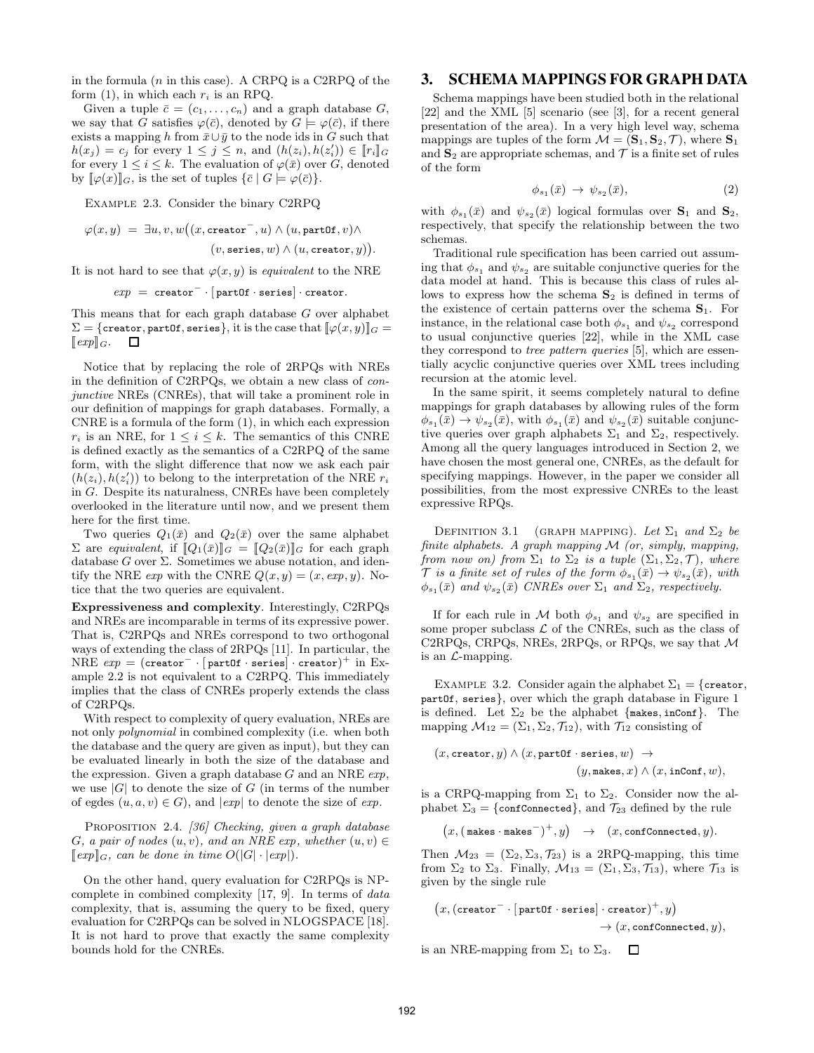in the formula ($n$ in this case). A CRPQ is a C2RPQ of the form (1), in which each $r_i$ is an RPQ.

Given a tuple $\bar{c} = (c_1, \ldots, c_n)$ and a graph database $G$, we say that $G$ satisfies $\varphi(\bar{c})$, denoted by $G \models \varphi(\bar{c})$, if there exists a mapping $h$ from $\bar{x} \cup \bar{y}$ to the node ids in $G$ such that $h(x_j) = c_j$ for every $1 \leq j \leq n$, and $(h(z_i), h(z'_i)) \in [\![r_i]\!]_G$ for every $1 \leq i \leq k$. The evaluation of $\varphi(\bar{x})$ over $G$, denoted by $[\![\varphi(x)]\!]_G$, is the set of tuples $\{\bar{c} \mid G \models \varphi(\bar{c})\}$.

Example 2.3. Consider the binary C2RPQ

$$\varphi(x, y) \;=\; \exists u, v, w\big((x, \texttt{creator}^-, u) \wedge (u, \texttt{partOf}, v) \wedge (v, \texttt{series}, w) \wedge (u, \texttt{creator}, y)\big).$$

It is not hard to see that $\varphi(x, y)$ is *equivalent* to the NRE

$$exp \;=\; \texttt{creator}^- \cdot [\,\texttt{partOf} \cdot \texttt{series}] \cdot \texttt{creator}.$$

This means that for each graph database $G$ over alphabet $\Sigma = \{\texttt{creator}, \texttt{partOf}, \texttt{series}\}$, it is the case that $[\![\varphi(x, y)]\!]_G = [\![exp]\!]_G$. ☐

Notice that by replacing the role of 2RPQs with NREs in the definition of C2RPQs, we obtain a new class of *conjunctive* NREs (CNREs), that will take a prominent role in our definition of mappings for graph databases. Formally, a CNRE is a formula of the form (1), in which each expression $r_i$ is an NRE, for $1 \leq i \leq k$. The semantics of this CNRE is defined exactly as the semantics of a C2RPQ of the same form, with the slight difference that now we ask each pair $(h(z_i), h(z'_i))$ to belong to the interpretation of the NRE $r_i$ in $G$. Despite its naturalness, CNREs have been completely overlooked in the literature until now, and we present them here for the first time.

Two queries $Q_1(\bar{x})$ and $Q_2(\bar{x})$ over the same alphabet $\Sigma$ are *equivalent*, if $[\![Q_1(\bar{x})]\!]_G = [\![Q_2(\bar{x})]\!]_G$ for each graph database $G$ over $\Sigma$. Sometimes we abuse notation, and identify the NRE $exp$ with the CNRE $Q(x, y) = (x, exp, y)$. Notice that the two queries are equivalent.

**Expressiveness and complexity**. Interestingly, C2RPQs and NREs are incomparable in terms of its expressive power. That is, C2RPQs and NREs correspond to two orthogonal ways of extending the class of 2RPQs [11]. In particular, the NRE $exp = (\texttt{creator}^- \cdot [\,\texttt{partOf} \cdot \texttt{series}] \cdot \texttt{creator})^+$ in Example 2.2 is not equivalent to a C2RPQ. This immediately implies that the class of CNREs properly extends the class of C2RPQs.

With respect to complexity of query evaluation, NREs are not only *polynomial* in combined complexity (i.e. when both the database and the query are given as input), but they can be evaluated linearly in both the size of the database and the expression. Given a graph database $G$ and an NRE $exp$, we use $|G|$ to denote the size of $G$ (in terms of the number of egdes $(u, a, v) \in G$), and $|exp|$ to denote the size of $exp$.

Proposition 2.4. *[36] Checking, given a graph database $G$, a pair of nodes $(u, v)$, and an NRE exp, whether $(u, v) \in [\![exp]\!]_G$, can be done in time $O(|G| \cdot |exp|)$.*

On the other hand, query evaluation for C2RPQs is NP-complete in combined complexity [17, 9]. In terms of *data* complexity, that is, assuming the query to be fixed, query evaluation for C2RPQs can be solved in NLOGSPACE [18]. It is not hard to prove that exactly the same complexity bounds hold for the CNREs.

## 3. SCHEMA MAPPINGS FOR GRAPH DATA

Schema mappings have been studied both in the relational [22] and the XML [5] scenario (see [3], for a recent general presentation of the area). In a very high level way, schema mappings are tuples of the form $\mathcal{M} = (\mathbf{S}_1, \mathbf{S}_2, \mathcal{T})$, where $\mathbf{S}_1$ and $\mathbf{S}_2$ are appropriate schemas, and $\mathcal{T}$ is a finite set of rules of the form

$$\phi_{s_1}(\bar{x}) \;\rightarrow\; \psi_{s_2}(\bar{x}), \tag{2}$$

with $\phi_{s_1}(\bar{x})$ and $\psi_{s_2}(\bar{x})$ logical formulas over $\mathbf{S}_1$ and $\mathbf{S}_2$, respectively, that specify the relationship between the two schemas.

Traditional rule specification has been carried out assuming that $\phi_{s_1}$ and $\psi_{s_2}$ are suitable conjunctive queries for the data model at hand. This is because this class of rules allows to express how the schema $\mathbf{S}_2$ is defined in terms of the existence of certain patterns over the schema $\mathbf{S}_1$. For instance, in the relational case both $\phi_{s_1}$ and $\psi_{s_2}$ correspond to usual conjunctive queries [22], while in the XML case they correspond to *tree pattern queries* [5], which are essentially acyclic conjunctive queries over XML trees including recursion at the atomic level.

In the same spirit, it seems completely natural to define mappings for graph databases by allowing rules of the form $\phi_{s_1}(\bar{x}) \rightarrow \psi_{s_2}(\bar{x})$, with $\phi_{s_1}(\bar{x})$ and $\psi_{s_2}(\bar{x})$ suitable conjunctive queries over graph alphabets $\Sigma_1$ and $\Sigma_2$, respectively. Among all the query languages introduced in Section 2, we have chosen the most general one, CNREs, as the default for specifying mappings. However, in the paper we consider all possibilities, from the most expressive CNREs to the least expressive RPQs.

Definition 3.1 (graph mapping). *Let $\Sigma_1$ and $\Sigma_2$ be finite alphabets. A graph mapping $\mathcal{M}$ (or, simply, mapping, from now on) from $\Sigma_1$ to $\Sigma_2$ is a tuple $(\Sigma_1, \Sigma_2, \mathcal{T})$, where $\mathcal{T}$ is a finite set of rules of the form $\phi_{s_1}(\bar{x}) \rightarrow \psi_{s_2}(\bar{x})$, with $\phi_{s_1}(\bar{x})$ and $\psi_{s_2}(\bar{x})$ CNREs over $\Sigma_1$ and $\Sigma_2$, respectively.*

If for each rule in $\mathcal{M}$ both $\phi_{s_1}$ and $\psi_{s_2}$ are specified in some proper subclass $\mathcal{L}$ of the CNREs, such as the class of C2RPQs, CRPQs, NREs, 2RPQs, or RPQs, we say that $\mathcal{M}$ is an $\mathcal{L}$-mapping.

Example 3.2. Consider again the alphabet $\Sigma_1 = \{\texttt{creator}, \texttt{partOf}, \texttt{series}\}$, over which the graph database in Figure 1 is defined. Let $\Sigma_2$ be the alphabet $\{\texttt{makes}, \texttt{inConf}\}$. The mapping $\mathcal{M}_{12} = (\Sigma_1, \Sigma_2, \mathcal{T}_{12})$, with $\mathcal{T}_{12}$ consisting of

$$(x, \texttt{creator}, y) \wedge (x, \texttt{partOf} \cdot \texttt{series}, w) \;\rightarrow\; (y, \texttt{makes}, x) \wedge (x, \texttt{inConf}, w),$$

is a CRPQ-mapping from $\Sigma_1$ to $\Sigma_2$. Consider now the alphabet $\Sigma_3 = \{\texttt{confConnected}\}$, and $\mathcal{T}_{23}$ defined by the rule

$$\big(x, (\,\texttt{makes} \cdot \texttt{makes}^-)^+, y\big) \;\;\rightarrow\;\; (x, \texttt{confConnected}, y).$$

Then $\mathcal{M}_{23} = (\Sigma_2, \Sigma_3, \mathcal{T}_{23})$ is a 2RPQ-mapping, this time from $\Sigma_2$ to $\Sigma_3$. Finally, $\mathcal{M}_{13} = (\Sigma_1, \Sigma_3, \mathcal{T}_{13})$, where $\mathcal{T}_{13}$ is given by the single rule

$$\big(x, (\texttt{creator}^- \cdot [\,\texttt{partOf} \cdot \texttt{series}] \cdot \texttt{creator})^+, y\big) \rightarrow (x, \texttt{confConnected}, y),$$

is an NRE-mapping from $\Sigma_1$ to $\Sigma_3$. ☐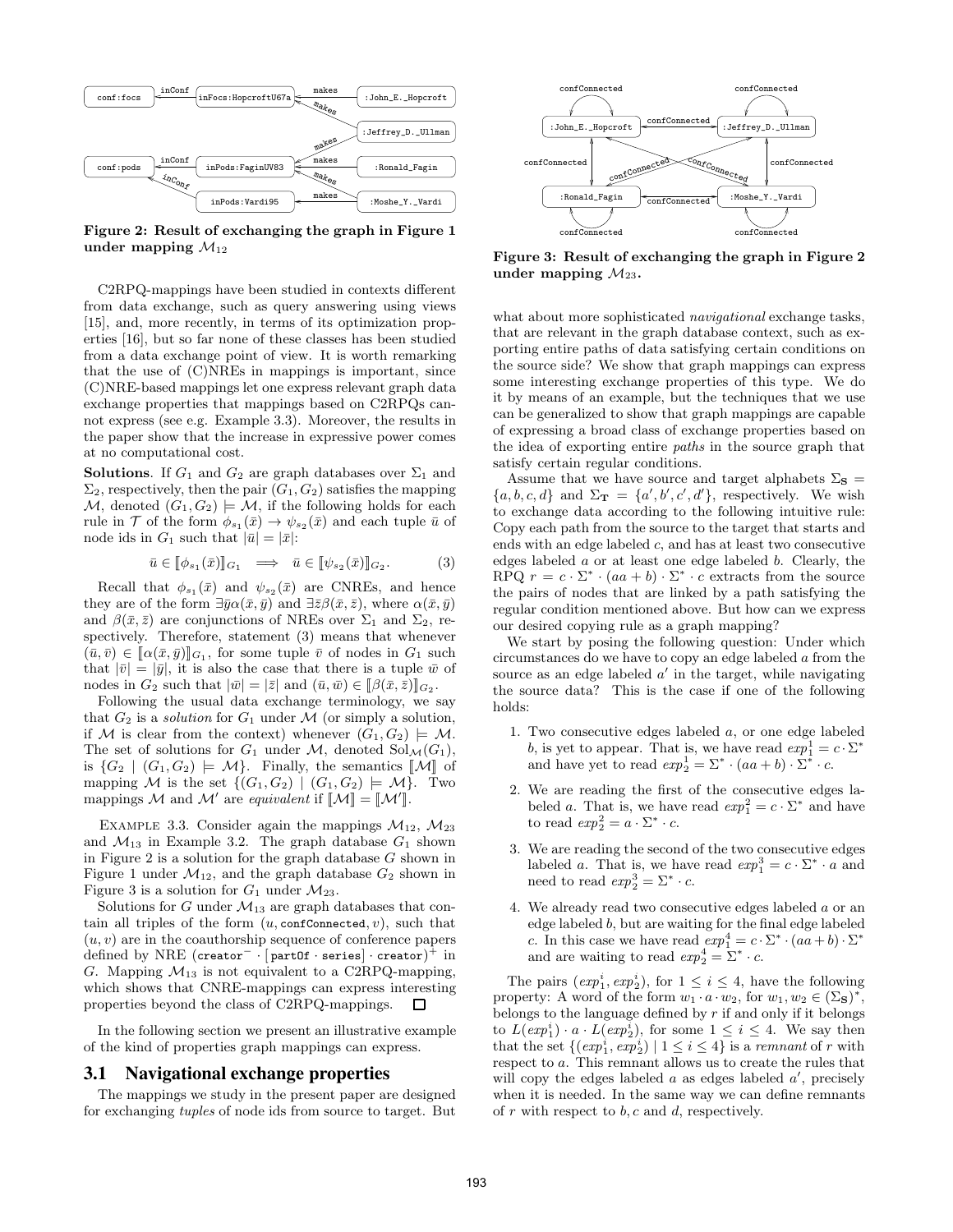Figure 2: Result of exchanging the graph in Figure 1 under mapping $\mathcal{M}_{12}$

C2RPQ-mappings have been studied in contexts different from data exchange, such as query answering using views [15], and, more recently, in terms of its optimization properties [16], but so far none of these classes has been studied from a data exchange point of view. It is worth remarking that the use of (C)NREs in mappings is important, since (C)NRE-based mappings let one express relevant graph data exchange properties that mappings based on C2RPQs cannot express (see e.g. Example 3.3). Moreover, the results in the paper show that the increase in expressive power comes at no computational cost.

**Solutions**. If $G_1$ and $G_2$ are graph databases over $\Sigma_1$ and $\Sigma_2$, respectively, then the pair $(G_1, G_2)$ satisfies the mapping $\mathcal{M}$, denoted $(G_1, G_2) \models \mathcal{M}$, if the following holds for each rule in $\mathcal{T}$ of the form $\phi_{s_1}(\bar{x}) \rightarrow \psi_{s_2}(\bar{x})$ and each tuple $\bar{u}$ of node ids in $G_1$ such that $|\bar{u}| = |\bar{x}|$:

$$\bar{u} \in [\![\phi_{s_1}(\bar{x})]\!]_{G_1} \implies \bar{u} \in [\![\psi_{s_2}(\bar{x})]\!]_{G_2}. \tag{3}$$

Recall that $\phi_{s_1}(\bar{x})$ and $\psi_{s_2}(\bar{x})$ are CNREs, and hence they are of the form $\exists\bar{y}\alpha(\bar{x}, \bar{y})$ and $\exists\bar{z}\beta(\bar{x}, \bar{z})$, where $\alpha(\bar{x}, \bar{y})$ and $\beta(\bar{x}, \bar{z})$ are conjunctions of NREs over $\Sigma_1$ and $\Sigma_2$, respectively. Therefore, statement (3) means that whenever $(\bar{u}, \bar{v}) \in [\![\alpha(\bar{x}, \bar{y})]\!]_{G_1}$, for some tuple $\bar{v}$ of nodes in $G_1$ such that $|\bar{v}| = |\bar{y}|$, it is also the case that there is a tuple $\bar{w}$ of nodes in $G_2$ such that $|\bar{w}| = |\bar{z}|$ and $(\bar{u}, \bar{w}) \in [\![\beta(\bar{x}, \bar{z})]\!]_{G_2}$.

Following the usual data exchange terminology, we say that $G_2$ is a *solution* for $G_1$ under $\mathcal{M}$ (or simply a solution, if $\mathcal{M}$ is clear from the context) whenever $(G_1, G_2) \models \mathcal{M}$. The set of solutions for $G_1$ under $\mathcal{M}$, denoted $\text{Sol}_{\mathcal{M}}(G_1)$, is $\{G_2 \mid (G_1, G_2) \models \mathcal{M}\}$. Finally, the semantics $[\![\mathcal{M}]\!]$ of mapping $\mathcal{M}$ is the set $\{(G_1, G_2) \mid (G_1, G_2) \models \mathcal{M}\}$. Two mappings $\mathcal{M}$ and $\mathcal{M}'$ are *equivalent* if $[\![\mathcal{M}]\!] = [\![\mathcal{M}']\!]$.

EXAMPLE 3.3. Consider again the mappings $\mathcal{M}_{12}$, $\mathcal{M}_{23}$ and $\mathcal{M}_{13}$ in Example 3.2. The graph database $G_1$ shown in Figure 2 is a solution for the graph database $G$ shown in Figure 1 under $\mathcal{M}_{12}$, and the graph database $G_2$ shown in Figure 3 is a solution for $G_1$ under $\mathcal{M}_{23}$.

Solutions for $G$ under $\mathcal{M}_{13}$ are graph databases that contain all triples of the form $(u, \texttt{confConnected}, v)$, such that $(u, v)$ are in the coauthorship sequence of conference papers defined by NRE $(\texttt{creator}^- \cdot [\,\texttt{partOf} \cdot \texttt{series}] \cdot \texttt{creator})^+$ in $G$. Mapping $\mathcal{M}_{13}$ is not equivalent to a C2RPQ-mapping, which shows that CNRE-mappings can express interesting properties beyond the class of C2RPQ-mappings. □

In the following section we present an illustrative example of the kind of properties graph mappings can express.

## 3.1 Navigational exchange properties

The mappings we study in the present paper are designed for exchanging *tuples* of node ids from source to target. But

Figure 3: Result of exchanging the graph in Figure 2 under mapping $\mathcal{M}_{23}$.

what about more sophisticated *navigational* exchange tasks, that are relevant in the graph database context, such as exporting entire paths of data satisfying certain conditions on the source side? We show that graph mappings can express some interesting exchange properties of this type. We do it by means of an example, but the techniques that we use can be generalized to show that graph mappings are capable of expressing a broad class of exchange properties based on the idea of exporting entire *paths* in the source graph that satisfy certain regular conditions.

Assume that we have source and target alphabets $\Sigma_{\mathbf{S}} = \{a, b, c, d\}$ and $\Sigma_{\mathbf{T}} = \{a', b', c', d'\}$, respectively. We wish to exchange data according to the following intuitive rule: Copy each path from the source to the target that starts and ends with an edge labeled $c$, and has at least two consecutive edges labeled $a$ or at least one edge labeled $b$. Clearly, the RPQ $r = c \cdot \Sigma^* \cdot (aa + b) \cdot \Sigma^* \cdot c$ extracts from the source the pairs of nodes that are linked by a path satisfying the regular condition mentioned above. But how can we express our desired copying rule as a graph mapping?

We start by posing the following question: Under which circumstances do we have to copy an edge labeled $a$ from the source as an edge labeled $a'$ in the target, while navigating the source data? This is the case if one of the following holds:

1. Two consecutive edges labeled $a$, or one edge labeled $b$, is yet to appear. That is, we have read $exp_1^1 = c \cdot \Sigma^*$ and have yet to read $exp_2^1 = \Sigma^* \cdot (aa + b) \cdot \Sigma^* \cdot c$.
2. We are reading the first of the consecutive edges labeled $a$. That is, we have read $exp_1^2 = c \cdot \Sigma^*$ and have to read $exp_2^2 = a \cdot \Sigma^* \cdot c$.
3. We are reading the second of the two consecutive edges labeled $a$. That is, we have read $exp_1^3 = c \cdot \Sigma^* \cdot a$ and need to read $exp_2^3 = \Sigma^* \cdot c$.
4. We already read two consecutive edges labeled $a$ or an edge labeled $b$, but are waiting for the final edge labeled $c$. In this case we have read $exp_1^4 = c \cdot \Sigma^* \cdot (aa + b) \cdot \Sigma^*$ and are waiting to read $exp_2^4 = \Sigma^* \cdot c$.

The pairs $(exp_1^i, exp_2^i)$, for $1 \leq i \leq 4$, have the following property: A word of the form $w_1 \cdot a \cdot w_2$, for $w_1, w_2 \in (\Sigma_{\mathbf{S}})^*$, belongs to the language defined by $r$ if and only if it belongs to $L(exp_1^i) \cdot a \cdot L(exp_2^i)$, for some $1 \leq i \leq 4$. We say then that the set $\{(exp_1^i, exp_2^i) \mid 1 \leq i \leq 4\}$ is a *remnant* of $r$ with respect to $a$. This remnant allows us to create the rules that will copy the edges labeled $a$ as edges labeled $a'$, precisely when it is needed. In the same way we can define remnants of $r$ with respect to $b$, $c$ and $d$, respectively.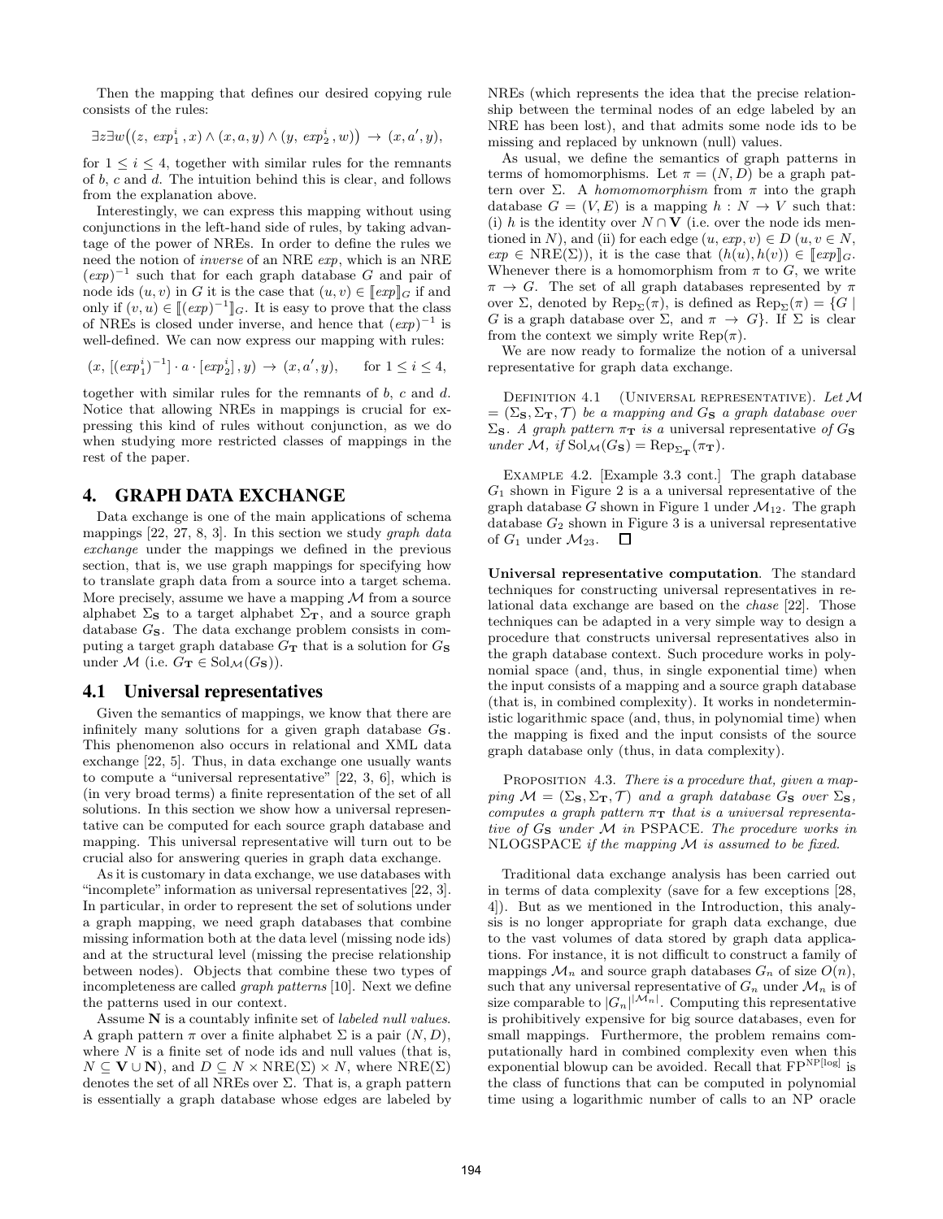Then the mapping that defines our desired copying rule consists of the rules:

$$\exists z \exists w\big((z,\ exp_1^i, x) \wedge (x, a, y) \wedge (y,\ exp_2^i, w)\big) \rightarrow (x, a', y),$$

for $1 \leq i \leq 4$, together with similar rules for the remnants of $b$, $c$ and $d$. The intuition behind this is clear, and follows from the explanation above.

Interestingly, we can express this mapping without using conjunctions in the left-hand side of rules, by taking advantage of the power of NREs. In order to define the rules we need the notion of *inverse* of an NRE $exp$, which is an NRE $(exp)^{-1}$ such that for each graph database $G$ and pair of node ids $(u, v)$ in $G$ it is the case that $(u, v) \in [\![exp]\!]_G$ if and only if $(v, u) \in [\![(exp)^{-1}]\!]_G$. It is easy to prove that the class of NREs is closed under inverse, and hence that $(exp)^{-1}$ is well-defined. We can now express our mapping with rules:

$$(x,\ [(exp_1^i)^{-1}] \cdot a \cdot [exp_2^i], y) \rightarrow (x, a', y), \qquad \text{for } 1 \leq i \leq 4,$$

together with similar rules for the remnants of $b$, $c$ and $d$. Notice that allowing NREs in mappings is crucial for expressing this kind of rules without conjunction, as we do when studying more restricted classes of mappings in the rest of the paper.

# 4. GRAPH DATA EXCHANGE

Data exchange is one of the main applications of schema mappings [22, 27, 8, 3]. In this section we study *graph data exchange* under the mappings we defined in the previous section, that is, we use graph mappings for specifying how to translate graph data from a source into a target schema. More precisely, assume we have a mapping $\mathcal{M}$ from a source alphabet $\Sigma_{\mathbf{S}}$ to a target alphabet $\Sigma_{\mathbf{T}}$, and a source graph database $G_{\mathbf{S}}$. The data exchange problem consists in computing a target graph database $G_{\mathbf{T}}$ that is a solution for $G_{\mathbf{S}}$ under $\mathcal{M}$ (i.e. $G_{\mathbf{T}} \in \mathrm{Sol}_{\mathcal{M}}(G_{\mathbf{S}})$).

## 4.1 Universal representatives

Given the semantics of mappings, we know that there are infinitely many solutions for a given graph database $G_{\mathbf{S}}$. This phenomenon also occurs in relational and XML data exchange [22, 5]. Thus, in data exchange one usually wants to compute a "universal representative" [22, 3, 6], which is (in very broad terms) a finite representation of the set of all solutions. In this section we show how a universal representative can be computed for each source graph database and mapping. This universal representative will turn out to be crucial also for answering queries in graph data exchange.

As it is customary in data exchange, we use databases with "incomplete" information as universal representatives [22, 3]. In particular, in order to represent the set of solutions under a graph mapping, we need graph databases that combine missing information both at the data level (missing node ids) and at the structural level (missing the precise relationship between nodes). Objects that combine these two types of incompleteness are called *graph patterns* [10]. Next we define the patterns used in our context.

Assume $\mathbf{N}$ is a countably infinite set of *labeled null values*. A graph pattern $\pi$ over a finite alphabet $\Sigma$ is a pair $(N, D)$, where $N$ is a finite set of node ids and null values (that is, $N \subseteq \mathbf{V} \cup \mathbf{N}$), and $D \subseteq N \times \mathrm{NRE}(\Sigma) \times N$, where $\mathrm{NRE}(\Sigma)$ denotes the set of all NREs over $\Sigma$. That is, a graph pattern is essentially a graph database whose edges are labeled by NREs (which represents the idea that the precise relationship between the terminal nodes of an edge labeled by an NRE has been lost), and that admits some node ids to be missing and replaced by unknown (null) values.

As usual, we define the semantics of graph patterns in terms of homomorphisms. Let $\pi = (N, D)$ be a graph pattern over $\Sigma$. A *homomorphism* from $\pi$ into the graph database $G = (V, E)$ is a mapping $h : N \rightarrow V$ such that: (i) $h$ is the identity over $N \cap \mathbf{V}$ (i.e. over the node ids mentioned in $N$), and (ii) for each edge $(u, exp, v) \in D$ ($u, v \in N$, $exp \in \mathrm{NRE}(\Sigma)$), it is the case that $(h(u), h(v)) \in [\![exp]\!]_G$. Whenever there is a homomorphism from $\pi$ to $G$, we write $\pi \rightarrow G$. The set of all graph databases represented by $\pi$ over $\Sigma$, denoted by $\mathrm{Rep}_\Sigma(\pi)$, is defined as $\mathrm{Rep}_\Sigma(\pi) = \{G \mid G$ is a graph database over $\Sigma$, and $\pi \rightarrow G\}$. If $\Sigma$ is clear from the context we simply write $\mathrm{Rep}(\pi)$.

We are now ready to formalize the notion of a universal representative for graph data exchange.

Definition 4.1 (Universal representative). *Let $\mathcal{M} = (\Sigma_{\mathbf{S}}, \Sigma_{\mathbf{T}}, \mathcal{T})$ be a mapping and $G_{\mathbf{S}}$ a graph database over $\Sigma_{\mathbf{S}}$. A graph pattern $\pi_{\mathbf{T}}$ is a* universal representative *of $G_{\mathbf{S}}$ under $\mathcal{M}$, if $\mathrm{Sol}_{\mathcal{M}}(G_{\mathbf{S}}) = \mathrm{Rep}_{\Sigma_{\mathbf{T}}}(\pi_{\mathbf{T}})$.*

Example 4.2. [Example 3.3 cont.] The graph database $G_1$ shown in Figure 2 is a a universal representative of the graph database $G$ shown in Figure 1 under $\mathcal{M}_{12}$. The graph database $G_2$ shown in Figure 3 is a universal representative of $G_1$ under $\mathcal{M}_{23}$. □

**Universal representative computation**. The standard techniques for constructing universal representatives in relational data exchange are based on the *chase* [22]. Those techniques can be adapted in a very simple way to design a procedure that constructs universal representatives also in the graph database context. Such procedure works in polynomial space (and, thus, in single exponential time) when the input consists of a mapping and a source graph database (that is, in combined complexity). It works in nondeterministic logarithmic space (and, thus, in polynomial time) when the mapping is fixed and the input consists of the source graph database only (thus, in data complexity).

Proposition 4.3. *There is a procedure that, given a mapping $\mathcal{M} = (\Sigma_{\mathbf{S}}, \Sigma_{\mathbf{T}}, \mathcal{T})$ and a graph database $G_{\mathbf{S}}$ over $\Sigma_{\mathbf{S}}$, computes a graph pattern $\pi_{\mathbf{T}}$ that is a universal representative of $G_{\mathbf{S}}$ under $\mathcal{M}$ in* PSPACE. *The procedure works in* NLOGSPACE *if the mapping $\mathcal{M}$ is assumed to be fixed.*

Traditional data exchange analysis has been carried out in terms of data complexity (save for a few exceptions [28, 4]). But as we mentioned in the Introduction, this analysis is no longer appropriate for graph data exchange, due to the vast volumes of data stored by graph data applications. For instance, it is not difficult to construct a family of mappings $\mathcal{M}_n$ and source graph databases $G_n$ of size $O(n)$, such that any universal representative of $G_n$ under $\mathcal{M}_n$ is of size comparable to $|G_n|^{|\mathcal{M}_n|}$. Computing this representative is prohibitively expensive for big source databases, even for small mappings. Furthermore, the problem remains computationally hard in combined complexity even when this exponential blowup can be avoided. Recall that $\mathrm{FP}^{\mathrm{NP}[\log]}$ is the class of functions that can be computed in polynomial time using a logarithmic number of calls to an NP oracle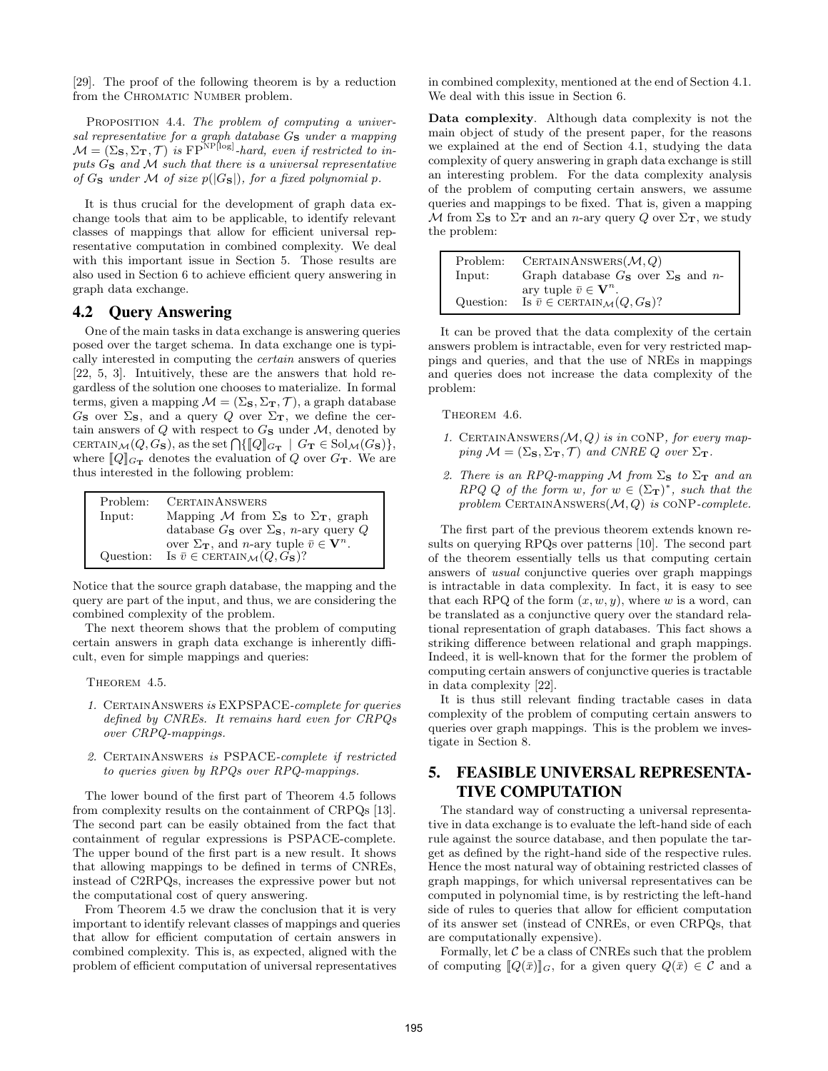[29]. The proof of the following theorem is by a reduction from the Chromatic Number problem.

Proposition 4.4. *The problem of computing a universal representative for a graph database $G_{\mathbf{S}}$ under a mapping $\mathcal{M} = (\Sigma_{\mathbf{S}}, \Sigma_{\mathbf{T}}, \mathcal{T})$ is $\mathrm{FP}^{\mathrm{NP}[\log]}$-hard, even if restricted to inputs $G_{\mathbf{S}}$ and $\mathcal{M}$ such that there is a universal representative of $G_{\mathbf{S}}$ under $\mathcal{M}$ of size $p(|G_{\mathbf{S}}|)$, for a fixed polynomial $p$.*

It is thus crucial for the development of graph data exchange tools that aim to be applicable, to identify relevant classes of mappings that allow for efficient universal representative computation in combined complexity. We deal with this important issue in Section 5. Those results are also used in Section 6 to achieve efficient query answering in graph data exchange.

## 4.2 Query Answering

One of the main tasks in data exchange is answering queries posed over the target schema. In data exchange one is typically interested in computing the *certain* answers of queries [22, 5, 3]. Intuitively, these are the answers that hold regardless of the solution one chooses to materialize. In formal terms, given a mapping $\mathcal{M} = (\Sigma_{\mathbf{S}}, \Sigma_{\mathbf{T}}, \mathcal{T})$, a graph database $G_{\mathbf{S}}$ over $\Sigma_{\mathbf{S}}$, and a query $Q$ over $\Sigma_{\mathbf{T}}$, we define the certain answers of $Q$ with respect to $G_{\mathbf{S}}$ under $\mathcal{M}$, denoted by $\text{CERTAIN}_{\mathcal{M}}(Q, G_{\mathbf{S}})$, as the set $\bigcap\{[\![Q]\!]_{G_{\mathbf{T}}} \mid G_{\mathbf{T}} \in \text{Sol}_{\mathcal{M}}(G_{\mathbf{S}})\}$, where $[\![Q]\!]_{G_{\mathbf{T}}}$ denotes the evaluation of $Q$ over $G_{\mathbf{T}}$. We are thus interested in the following problem:

| | |
|---|---|
| Problem: | CertainAnswers |
| Input: | Mapping $\mathcal{M}$ from $\Sigma_{\mathbf{S}}$ to $\Sigma_{\mathbf{T}}$, graph database $G_{\mathbf{S}}$ over $\Sigma_{\mathbf{S}}$, $n$-ary query $Q$ over $\Sigma_{\mathbf{T}}$, and $n$-ary tuple $\bar{v} \in \mathbf{V}^n$. |
| Question: | Is $\bar{v} \in \text{CERTAIN}_{\mathcal{M}}(Q, G_{\mathbf{S}})$? |

Notice that the source graph database, the mapping and the query are part of the input, and thus, we are considering the combined complexity of the problem.

The next theorem shows that the problem of computing certain answers in graph data exchange is inherently difficult, even for simple mappings and queries:

Theorem 4.5.

1. CertainAnswers *is* EXPSPACE*-complete for queries defined by CNREs. It remains hard even for CRPQs over CRPQ-mappings.*
2. CertainAnswers *is* PSPACE*-complete if restricted to queries given by RPQs over RPQ-mappings.*

The lower bound of the first part of Theorem 4.5 follows from complexity results on the containment of CRPQs [13]. The second part can be easily obtained from the fact that containment of regular expressions is PSPACE-complete. The upper bound of the first part is a new result. It shows that allowing mappings to be defined in terms of CNREs, instead of C2RPQs, increases the expressive power but not the computational cost of query answering.

From Theorem 4.5 we draw the conclusion that it is very important to identify relevant classes of mappings and queries that allow for efficient computation of certain answers in combined complexity. This is, as expected, aligned with the problem of efficient computation of universal representatives in combined complexity, mentioned at the end of Section 4.1. We deal with this issue in Section 6.

**Data complexity**. Although data complexity is not the main object of study of the present paper, for the reasons we explained at the end of Section 4.1, studying the data complexity of query answering in graph data exchange is still an interesting problem. For the data complexity analysis of the problem of computing certain answers, we assume queries and mappings to be fixed. That is, given a mapping $\mathcal{M}$ from $\Sigma_{\mathbf{S}}$ to $\Sigma_{\mathbf{T}}$ and an $n$-ary query $Q$ over $\Sigma_{\mathbf{T}}$, we study the problem:

| | |
|---|---|
| Problem: | CertainAnswers$(\mathcal{M}, Q)$ |
| Input: | Graph database $G_{\mathbf{S}}$ over $\Sigma_{\mathbf{S}}$ and $n$-ary tuple $\bar{v} \in \mathbf{V}^n$. |
| Question: | Is $\bar{v} \in \text{CERTAIN}_{\mathcal{M}}(Q, G_{\mathbf{S}})$? |

It can be proved that the data complexity of the certain answers problem is intractable, even for very restricted mappings and queries, and that the use of NREs in mappings and queries does not increase the data complexity of the problem:

Theorem 4.6.

1. CertainAnswers*$(\mathcal{M}, Q)$ is in* coNP*, for every mapping $\mathcal{M} = (\Sigma_{\mathbf{S}}, \Sigma_{\mathbf{T}}, \mathcal{T})$ and CNRE $Q$ over $\Sigma_{\mathbf{T}}$.*
2. *There is an RPQ-mapping $\mathcal{M}$ from $\Sigma_{\mathbf{S}}$ to $\Sigma_{\mathbf{T}}$ and an RPQ $Q$ of the form $w$, for $w \in (\Sigma_{\mathbf{T}})^*$, such that the problem* CertainAnswers*$(\mathcal{M}, Q)$ is* coNP*-complete.*

The first part of the previous theorem extends known results on querying RPQs over patterns [10]. The second part of the theorem essentially tells us that computing certain answers of *usual* conjunctive queries over graph mappings is intractable in data complexity. In fact, it is easy to see that each RPQ of the form $(x, w, y)$, where $w$ is a word, can be translated as a conjunctive query over the standard relational representation of graph databases. This fact shows a striking difference between relational and graph mappings. Indeed, it is well-known that for the former the problem of computing certain answers of conjunctive queries is tractable in data complexity [22].

It is thus still relevant finding tractable cases in data complexity of the problem of computing certain answers to queries over graph mappings. This is the problem we investigate in Section 8.

# 5. FEASIBLE UNIVERSAL REPRESENTATIVE COMPUTATION

The standard way of constructing a universal representative in data exchange is to evaluate the left-hand side of each rule against the source database, and then populate the target as defined by the right-hand side of the respective rules. Hence the most natural way of obtaining restricted classes of graph mappings, for which universal representatives can be computed in polynomial time, is by restricting the left-hand side of rules to queries that allow for efficient computation of its answer set (instead of CNREs, or even CRPQs, that are computationally expensive).

Formally, let $\mathcal{C}$ be a class of CNREs such that the problem of computing $[\![Q(\bar{x})]\!]_G$, for a given query $Q(\bar{x}) \in \mathcal{C}$ and a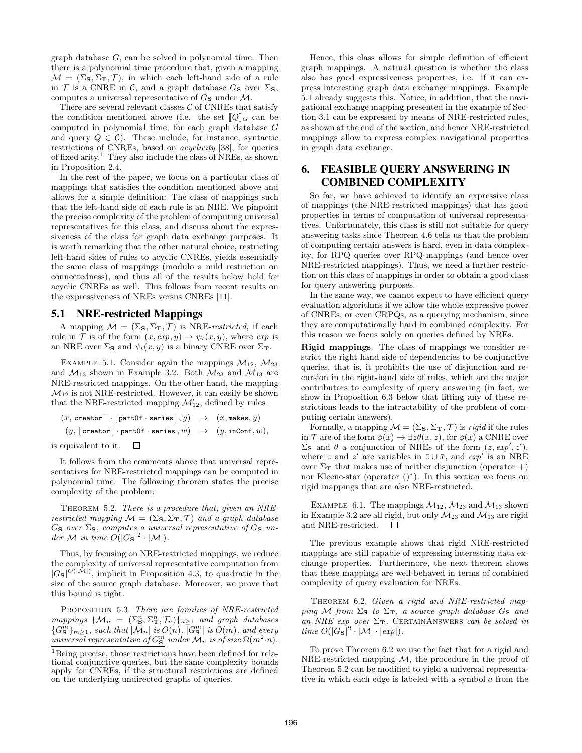graph database $G$, can be solved in polynomial time. Then there is a polynomial time procedure that, given a mapping $\mathcal{M} = (\Sigma_\mathbf{S}, \Sigma_\mathbf{T}, \mathcal{T})$, in which each left-hand side of a rule in $\mathcal{T}$ is a CNRE in $\mathcal{C}$, and a graph database $G_\mathbf{S}$ over $\Sigma_\mathbf{S}$, computes a universal representative of $G_\mathbf{S}$ under $\mathcal{M}$.

There are several relevant classes $\mathcal{C}$ of CNREs that satisfy the condition mentioned above (i.e. the set $[\![Q]\!]_G$ can be computed in polynomial time, for each graph database $G$ and query $Q \in \mathcal{C}$). These include, for instance, syntactic restrictions of CNREs, based on *acyclicity* [38], for queries of fixed arity.[1] They also include the class of NREs, as shown in Proposition 2.4.

In the rest of the paper, we focus on a particular class of mappings that satisfies the condition mentioned above and allows for a simple definition: The class of mappings such that the left-hand side of each rule is an NRE. We pinpoint the precise complexity of the problem of computing universal representatives for this class, and discuss about the expressiveness of the class for graph data exchange purposes. It is worth remarking that the other natural choice, restricting left-hand sides of rules to acyclic CNREs, yields essentially the same class of mappings (modulo a mild restriction on connectedness), and thus all of the results below hold for acyclic CNREs as well. This follows from recent results on the expressiveness of NREs versus CNREs [11].

## 5.1 NRE-restricted Mappings

A mapping $\mathcal{M} = (\Sigma_\mathbf{S}, \Sigma_\mathbf{T}, \mathcal{T})$ is NRE-*restricted*, if each rule in $\mathcal{T}$ is of the form $(x, exp, y) \rightarrow \psi_t(x, y)$, where $exp$ is an NRE over $\Sigma_\mathbf{S}$ and $\psi_t(x, y)$ is a binary CNRE over $\Sigma_\mathbf{T}$.

Example 5.1. Consider again the mappings $\mathcal{M}_{12}$, $\mathcal{M}_{23}$ and $\mathcal{M}_{13}$ shown in Example 3.2. Both $\mathcal{M}_{23}$ and $\mathcal{M}_{13}$ are NRE-restricted mappings. On the other hand, the mapping $\mathcal{M}_{12}$ is not NRE-restricted. However, it can easily be shown that the NRE-restricted mapping $\mathcal{M}'_{12}$, defined by rules

$$(x,\ \texttt{creator}^- \cdot [\,\texttt{partOf} \cdot \texttt{series}\,], y) \ \rightarrow\ (x, \texttt{makes}, y)$$
$$(y,\ [\,\texttt{creator}\,] \cdot \texttt{partOf} \cdot \texttt{series}\,, w) \ \rightarrow\ (y, \texttt{inConf}, w),$$

is equivalent to it. □

It follows from the comments above that universal representatives for NRE-restricted mappings can be computed in polynomial time. The following theorem states the precise complexity of the problem:

Theorem 5.2. *There is a procedure that, given an NRE-restricted mapping $\mathcal{M} = (\Sigma_\mathbf{S}, \Sigma_\mathbf{T}, \mathcal{T})$ and a graph database $G_\mathbf{S}$ over $\Sigma_\mathbf{S}$, computes a universal representative of $G_\mathbf{S}$ under $\mathcal{M}$ in time $O(|G_\mathbf{S}|^2 \cdot |\mathcal{M}|)$.*

Thus, by focusing on NRE-restricted mappings, we reduce the complexity of universal representative computation from $|G_\mathbf{S}|^{O(|\mathcal{M}|)}$, implicit in Proposition 4.3, to quadratic in the size of the source graph database. Moreover, we prove that this bound is tight.

Proposition 5.3. *There are families of NRE-restricted mappings $\{\mathcal{M}_n = (\Sigma^n_\mathbf{S}, \Sigma^n_\mathbf{T}, \mathcal{T}_n)\}_{n \geq 1}$ and graph databases $\{G^m_\mathbf{S}\}_{m \geq 1}$, such that $|\mathcal{M}_n|$ is $O(n)$, $|G^m_\mathbf{S}|$ is $O(m)$, and every universal representative of $G^m_\mathbf{S}$ under $\mathcal{M}_n$ is of size $\Omega(m^2 \cdot n)$.*

[1] Being precise, those restrictions have been defined for relational conjunctive queries, but the same complexity bounds apply for CNREs, if the structural restrictions are defined on the underlying undirected graphs of queries.

Hence, this class allows for simple definition of efficient graph mappings. A natural question is whether the class also has good expressiveness properties, i.e. if it can express interesting graph data exchange mappings. Example 5.1 already suggests this. Notice, in addition, that the navigational exchange mapping presented in the example of Section 3.1 can be expressed by means of NRE-restricted rules, as shown at the end of the section, and hence NRE-restricted mappings allow to express complex navigational properties in graph data exchange.

# 6. FEASIBLE QUERY ANSWERING IN COMBINED COMPLEXITY

So far, we have achieved to identify an expressive class of mappings (the NRE-restricted mappings) that has good properties in terms of computation of universal representatives. Unfortunately, this class is still not suitable for query answering tasks since Theorem 4.6 tells us that the problem of computing certain answers is hard, even in data complexity, for RPQ queries over RPQ-mappings (and hence over NRE-restricted mappings). Thus, we need a further restriction on this class of mappings in order to obtain a good class for query answering purposes.

In the same way, we cannot expect to have efficient query evaluation algorithms if we allow the whole expressive power of CNREs, or even CRPQs, as a querying mechanism, since they are computationally hard in combined complexity. For this reason we focus solely on queries defined by NREs.

**Rigid mappings**. The class of mappings we consider restrict the right hand side of dependencies to be conjunctive queries, that is, it prohibits the use of disjunction and recursion in the right-hand side of rules, which are the major contributors to complexity of query answering (in fact, we show in Proposition 6.3 below that lifting any of these restrictions leads to the intractability of the problem of computing certain answers).

Formally, a mapping $\mathcal{M} = (\Sigma_\mathbf{S}, \Sigma_\mathbf{T}, \mathcal{T})$ is *rigid* if the rules in $\mathcal{T}$ are of the form $\phi(\bar{x}) \rightarrow \exists \bar{z} \theta(\bar{x}, \bar{z})$, for $\phi(\bar{x})$ a CNRE over $\Sigma_\mathbf{S}$ and $\theta$ a conjunction of NREs of the form $(z, exp', z')$, where $z$ and $z'$ are variables in $\bar{z} \cup \bar{x}$, and $exp'$ is an NRE over $\Sigma_\mathbf{T}$ that makes use of neither disjunction (operator $+$) nor Kleene-star (operator $()^*$). In this section we focus on rigid mappings that are also NRE-restricted.

Example 6.1. The mappings $\mathcal{M}_{12}$, $\mathcal{M}_{23}$ and $\mathcal{M}_{13}$ shown in Example 3.2 are all rigid, but only $\mathcal{M}_{23}$ and $\mathcal{M}_{13}$ are rigid and NRE-restricted. □

The previous example shows that rigid NRE-restricted mappings are still capable of expressing interesting data exchange properties. Furthermore, the next theorem shows that these mappings are well-behaved in terms of combined complexity of query evaluation for NREs.

Theorem 6.2. *Given a rigid and NRE-restricted mapping $\mathcal{M}$ from $\Sigma_\mathbf{S}$ to $\Sigma_\mathbf{T}$, a source graph database $G_\mathbf{S}$ and an NRE $exp$ over $\Sigma_\mathbf{T}$,* CertainAnswers *can be solved in time $O(|G_\mathbf{S}|^2 \cdot |\mathcal{M}| \cdot |exp|)$.*

To prove Theorem 6.2 we use the fact that for a rigid and NRE-restricted mapping $\mathcal{M}$, the procedure in the proof of Theorem 5.2 can be modified to yield a universal representative in which each edge is labeled with a symbol $a$ from the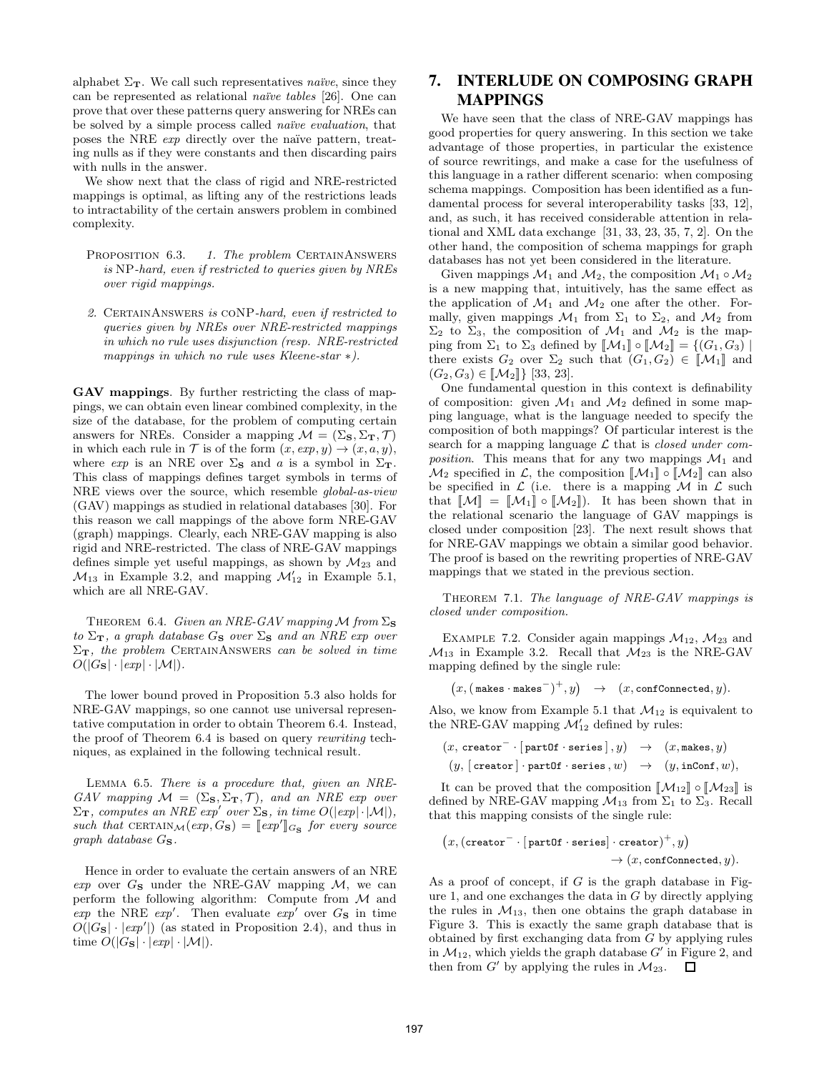alphabet $\Sigma_{\mathbf{T}}$. We call such representatives *naïve*, since they can be represented as relational *naïve tables* [26]. One can prove that over these patterns query answering for NREs can be solved by a simple process called *naïve evaluation*, that poses the NRE *exp* directly over the naïve pattern, treating nulls as if they were constants and then discarding pairs with nulls in the answer.

We show next that the class of rigid and NRE-restricted mappings is optimal, as lifting any of the restrictions leads to intractability of the certain answers problem in combined complexity.

Proposition 6.3. *1. The problem* CertainAnswers *is* NP*-hard, even if restricted to queries given by NREs over rigid mappings.*

*2.* CertainAnswers *is* coNP*-hard, even if restricted to queries given by NREs over NRE-restricted mappings in which no rule uses disjunction (resp. NRE-restricted mappings in which no rule uses Kleene-star ∗).*

**GAV mappings**. By further restricting the class of mappings, we can obtain even linear combined complexity, in the size of the database, for the problem of computing certain answers for NREs. Consider a mapping $\mathcal{M} = (\Sigma_{\mathbf{S}}, \Sigma_{\mathbf{T}}, \mathcal{T})$ in which each rule in $\mathcal{T}$ is of the form $(x, exp, y) \to (x, a, y)$, where $exp$ is an NRE over $\Sigma_{\mathbf{S}}$ and $a$ is a symbol in $\Sigma_{\mathbf{T}}$. This class of mappings defines target symbols in terms of NRE views over the source, which resemble *global-as-view* (GAV) mappings as studied in relational databases [30]. For this reason we call mappings of the above form NRE-GAV (graph) mappings. Clearly, each NRE-GAV mapping is also rigid and NRE-restricted. The class of NRE-GAV mappings defines simple yet useful mappings, as shown by $\mathcal{M}_{23}$ and $\mathcal{M}_{13}$ in Example 3.2, and mapping $\mathcal{M}'_{12}$ in Example 5.1, which are all NRE-GAV.

Theorem 6.4. *Given an NRE-GAV mapping $\mathcal{M}$ from $\Sigma_{\mathbf{S}}$ to $\Sigma_{\mathbf{T}}$, a graph database $G_{\mathbf{S}}$ over $\Sigma_{\mathbf{S}}$ and an NRE exp over $\Sigma_{\mathbf{T}}$, the problem* CertainAnswers *can be solved in time $O(|G_{\mathbf{S}}| \cdot |exp| \cdot |\mathcal{M}|)$.*

The lower bound proved in Proposition 5.3 also holds for NRE-GAV mappings, so one cannot use universal representative computation in order to obtain Theorem 6.4. Instead, the proof of Theorem 6.4 is based on query *rewriting* techniques, as explained in the following technical result.

Lemma 6.5. *There is a procedure that, given an NRE-GAV mapping $\mathcal{M} = (\Sigma_{\mathbf{S}}, \Sigma_{\mathbf{T}}, \mathcal{T})$, and an NRE exp over $\Sigma_{\mathbf{T}}$, computes an NRE exp$'$ over $\Sigma_{\mathbf{S}}$, in time $O(|exp| \cdot |\mathcal{M}|)$, such that $\text{CERTAIN}_{\mathcal{M}}(exp, G_{\mathbf{S}}) = [\![exp']\!]_{G_{\mathbf{S}}}$ for every source graph database $G_{\mathbf{S}}$.*

Hence in order to evaluate the certain answers of an NRE $exp$ over $G_{\mathbf{S}}$ under the NRE-GAV mapping $\mathcal{M}$, we can perform the following algorithm: Compute from $\mathcal{M}$ and $exp$ the NRE $exp'$. Then evaluate $exp'$ over $G_{\mathbf{S}}$ in time $O(|G_{\mathbf{S}}| \cdot |exp'|)$ (as stated in Proposition 2.4), and thus in time $O(|G_{\mathbf{S}}| \cdot |exp| \cdot |\mathcal{M}|)$.

# 7. INTERLUDE ON COMPOSING GRAPH MAPPINGS

We have seen that the class of NRE-GAV mappings has good properties for query answering. In this section we take advantage of those properties, in particular the existence of source rewritings, and make a case for the usefulness of this language in a rather different scenario: when composing schema mappings. Composition has been identified as a fundamental process for several interoperability tasks [33, 12], and, as such, it has received considerable attention in relational and XML data exchange [31, 33, 23, 35, 7, 2]. On the other hand, the composition of schema mappings for graph databases has not yet been considered in the literature.

Given mappings $\mathcal{M}_1$ and $\mathcal{M}_2$, the composition $\mathcal{M}_1 \circ \mathcal{M}_2$ is a new mapping that, intuitively, has the same effect as the application of $\mathcal{M}_1$ and $\mathcal{M}_2$ one after the other. Formally, given mappings $\mathcal{M}_1$ from $\Sigma_1$ to $\Sigma_2$, and $\mathcal{M}_2$ from $\Sigma_2$ to $\Sigma_3$, the composition of $\mathcal{M}_1$ and $\mathcal{M}_2$ is the mapping from $\Sigma_1$ to $\Sigma_3$ defined by $[\![\mathcal{M}_1]\!] \circ [\![\mathcal{M}_2]\!] = \{(G_1, G_3) \mid$ there exists $G_2$ over $\Sigma_2$ such that $(G_1, G_2) \in [\![\mathcal{M}_1]\!]$ and $(G_2, G_3) \in [\![\mathcal{M}_2]\!]\}$ [33, 23].

One fundamental question in this context is definability of composition: given $\mathcal{M}_1$ and $\mathcal{M}_2$ defined in some mapping language, what is the language needed to specify the composition of both mappings? Of particular interest is the search for a mapping language $\mathcal{L}$ that is *closed under composition*. This means that for any two mappings $\mathcal{M}_1$ and $\mathcal{M}_2$ specified in $\mathcal{L}$, the composition $[\![\mathcal{M}_1]\!] \circ [\![\mathcal{M}_2]\!]$ can also be specified in $\mathcal{L}$ (i.e. there is a mapping $\mathcal{M}$ in $\mathcal{L}$ such that $[\![\mathcal{M}]\!] = [\![\mathcal{M}_1]\!] \circ [\![\mathcal{M}_2]\!]$). It has been shown that in the relational scenario the language of GAV mappings is closed under composition [23]. The next result shows that for NRE-GAV mappings we obtain a similar good behavior. The proof is based on the rewriting properties of NRE-GAV mappings that we stated in the previous section.

Theorem 7.1. *The language of NRE-GAV mappings is closed under composition.*

Example 7.2. Consider again mappings $\mathcal{M}_{12}$, $\mathcal{M}_{23}$ and $\mathcal{M}_{13}$ in Example 3.2. Recall that $\mathcal{M}_{23}$ is the NRE-GAV mapping defined by the single rule:

$$\big(x, (\,\texttt{makes} \cdot \texttt{makes}^-)^+, y\big) \quad \to \quad (x, \texttt{confConnected}, y).$$

Also, we know from Example 5.1 that $\mathcal{M}_{12}$ is equivalent to the NRE-GAV mapping $\mathcal{M}'_{12}$ defined by rules:

$$(x,\, \texttt{creator}^- \cdot [\,\texttt{partOf} \cdot \texttt{series}\,]\,, y) \quad \to \quad (x, \texttt{makes}, y)$$
$$(y,\, [\,\texttt{creator}\,] \cdot \texttt{partOf} \cdot \texttt{series}\,, w) \quad \to \quad (y, \texttt{inConf}, w),$$

It can be proved that the composition $[\![\mathcal{M}_{12}]\!] \circ [\![\mathcal{M}_{23}]\!]$ is defined by NRE-GAV mapping $\mathcal{M}_{13}$ from $\Sigma_1$ to $\Sigma_3$. Recall that this mapping consists of the single rule:

$$\big(x, (\texttt{creator}^- \cdot [\,\texttt{partOf} \cdot \texttt{series}] \cdot \texttt{creator})^+, y\big) \\ \to (x, \texttt{confConnected}, y).$$

As a proof of concept, if $G$ is the graph database in Figure 1, and one exchanges the data in $G$ by directly applying the rules in $\mathcal{M}_{13}$, then one obtains the graph database in Figure 3. This is exactly the same graph database that is obtained by first exchanging data from $G$ by applying rules in $\mathcal{M}_{12}$, which yields the graph database $G'$ in Figure 2, and then from $G'$ by applying the rules in $\mathcal{M}_{23}$. ☐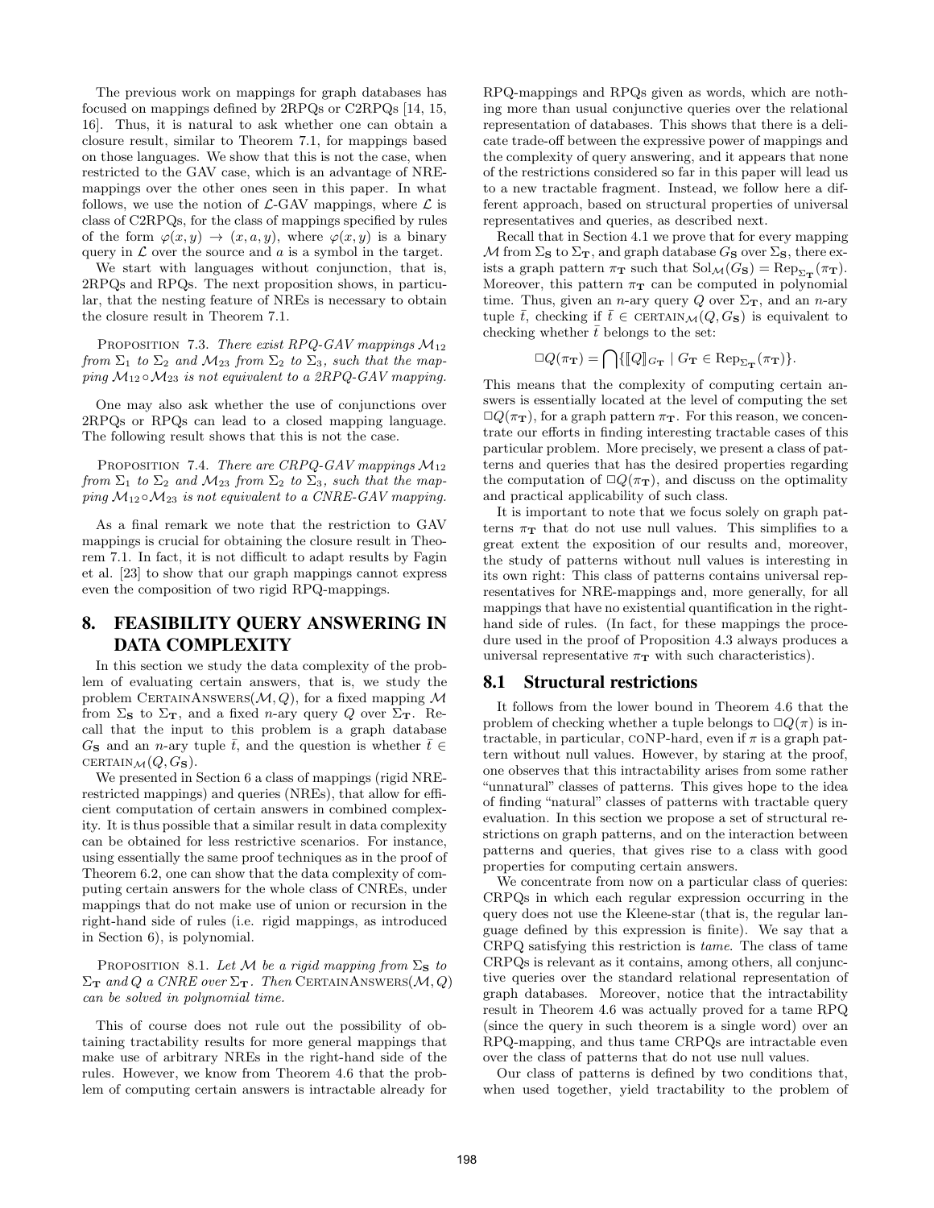The previous work on mappings for graph databases has focused on mappings defined by 2RPQs or C2RPQs [14, 15, 16]. Thus, it is natural to ask whether one can obtain a closure result, similar to Theorem 7.1, for mappings based on those languages. We show that this is not the case, when restricted to the GAV case, which is an advantage of NRE-mappings over the other ones seen in this paper. In what follows, we use the notion of $\mathcal{L}$-GAV mappings, where $\mathcal{L}$ is class of C2RPQs, for the class of mappings specified by rules of the form $\varphi(x, y) \rightarrow (x, a, y)$, where $\varphi(x, y)$ is a binary query in $\mathcal{L}$ over the source and $a$ is a symbol in the target.

We start with languages without conjunction, that is, 2RPQs and RPQs. The next proposition shows, in particular, that the nesting feature of NREs is necessary to obtain the closure result in Theorem 7.1.

Proposition 7.3. *There exist RPQ-GAV mappings $\mathcal{M}_{12}$ from $\Sigma_1$ to $\Sigma_2$ and $\mathcal{M}_{23}$ from $\Sigma_2$ to $\Sigma_3$, such that the mapping $\mathcal{M}_{12} \circ \mathcal{M}_{23}$ is not equivalent to a 2RPQ-GAV mapping.*

One may also ask whether the use of conjunctions over 2RPQs or RPQs can lead to a closed mapping language. The following result shows that this is not the case.

Proposition 7.4. *There are CRPQ-GAV mappings $\mathcal{M}_{12}$ from $\Sigma_1$ to $\Sigma_2$ and $\mathcal{M}_{23}$ from $\Sigma_2$ to $\Sigma_3$, such that the mapping $\mathcal{M}_{12} \circ \mathcal{M}_{23}$ is not equivalent to a CNRE-GAV mapping.*

As a final remark we note that the restriction to GAV mappings is crucial for obtaining the closure result in Theorem 7.1. In fact, it is not difficult to adapt results by Fagin et al. [23] to show that our graph mappings cannot express even the composition of two rigid RPQ-mappings.

## 8. FEASIBILITY QUERY ANSWERING IN DATA COMPLEXITY

In this section we study the data complexity of the problem of evaluating certain answers, that is, we study the problem CertainAnswers($\mathcal{M}, Q$), for a fixed mapping $\mathcal{M}$ from $\Sigma_\mathbf{S}$ to $\Sigma_\mathbf{T}$, and a fixed $n$-ary query $Q$ over $\Sigma_\mathbf{T}$. Recall that the input to this problem is a graph database $G_\mathbf{S}$ and an $n$-ary tuple $\bar{t}$, and the question is whether $\bar{t} \in \text{CERTAIN}_\mathcal{M}(Q, G_\mathbf{S})$.

We presented in Section 6 a class of mappings (rigid NRE-restricted mappings) and queries (NREs), that allow for efficient computation of certain answers in combined complexity. It is thus possible that a similar result in data complexity can be obtained for less restrictive scenarios. For instance, using essentially the same proof techniques as in the proof of Theorem 6.2, one can show that the data complexity of computing certain answers for the whole class of CNREs, under mappings that do not make use of union or recursion in the right-hand side of rules (i.e. rigid mappings, as introduced in Section 6), is polynomial.

Proposition 8.1. *Let $\mathcal{M}$ be a rigid mapping from $\Sigma_\mathbf{S}$ to $\Sigma_\mathbf{T}$ and $Q$ a CNRE over $\Sigma_\mathbf{T}$. Then* CertainAnswers($\mathcal{M}, Q$) *can be solved in polynomial time.*

This of course does not rule out the possibility of obtaining tractability results for more general mappings that make use of arbitrary NREs in the right-hand side of the rules. However, we know from Theorem 4.6 that the problem of computing certain answers is intractable already for RPQ-mappings and RPQs given as words, which are nothing more than usual conjunctive queries over the relational representation of databases. This shows that there is a delicate trade-off between the expressive power of mappings and the complexity of query answering, and it appears that none of the restrictions considered so far in this paper will lead us to a new tractable fragment. Instead, we follow here a different approach, based on structural properties of universal representatives and queries, as described next.

Recall that in Section 4.1 we prove that for every mapping $\mathcal{M}$ from $\Sigma_\mathbf{S}$ to $\Sigma_\mathbf{T}$, and graph database $G_\mathbf{S}$ over $\Sigma_\mathbf{S}$, there exists a graph pattern $\pi_\mathbf{T}$ such that $\text{Sol}_\mathcal{M}(G_\mathbf{S}) = \text{Rep}_{\Sigma_\mathbf{T}}(\pi_\mathbf{T})$. Moreover, this pattern $\pi_\mathbf{T}$ can be computed in polynomial time. Thus, given an $n$-ary query $Q$ over $\Sigma_\mathbf{T}$, and an $n$-ary tuple $\bar{t}$, checking if $\bar{t} \in \text{CERTAIN}_\mathcal{M}(Q, G_\mathbf{S})$ is equivalent to checking whether $\bar{t}$ belongs to the set:

$$\Box Q(\pi_\mathbf{T}) = \bigcap \{ [\![Q]\!]_{G_\mathbf{T}} \mid G_\mathbf{T} \in \text{Rep}_{\Sigma_\mathbf{T}}(\pi_\mathbf{T}) \}.$$

This means that the complexity of computing certain answers is essentially located at the level of computing the set $\Box Q(\pi_\mathbf{T})$, for a graph pattern $\pi_\mathbf{T}$. For this reason, we concentrate our efforts in finding interesting tractable cases of this particular problem. More precisely, we present a class of patterns and queries that has the desired properties regarding the computation of $\Box Q(\pi_\mathbf{T})$, and discuss on the optimality and practical applicability of such class.

It is important to note that we focus solely on graph patterns $\pi_\mathbf{T}$ that do not use null values. This simplifies to a great extent the exposition of our results and, moreover, the study of patterns without null values is interesting in its own right: This class of patterns contains universal representatives for NRE-mappings and, more generally, for all mappings that have no existential quantification in the right-hand side of rules. (In fact, for these mappings the procedure used in the proof of Proposition 4.3 always produces a universal representative $\pi_\mathbf{T}$ with such characteristics).

### 8.1 Structural restrictions

It follows from the lower bound in Theorem 4.6 that the problem of checking whether a tuple belongs to $\Box Q(\pi)$ is intractable, in particular, coNP-hard, even if $\pi$ is a graph pattern without null values. However, by staring at the proof, one observes that this intractability arises from some rather "unnatural" classes of patterns. This gives hope to the idea of finding "natural" classes of patterns with tractable query evaluation. In this section we propose a set of structural restrictions on graph patterns, and on the interaction between patterns and queries, that gives rise to a class with good properties for computing certain answers.

We concentrate from now on a particular class of queries: CRPQs in which each regular expression occurring in the query does not use the Kleene-star (that is, the regular language defined by this expression is finite). We say that a CRPQ satisfying this restriction is *tame*. The class of tame CRPQs is relevant as it contains, among others, all conjunctive queries over the standard relational representation of graph databases. Moreover, notice that the intractability result in Theorem 4.6 was actually proved for a tame RPQ (since the query in such theorem is a single word) over an RPQ-mapping, and thus tame CRPQs are intractable even over the class of patterns that do not use null values.

Our class of patterns is defined by two conditions that, when used together, yield tractability to the problem of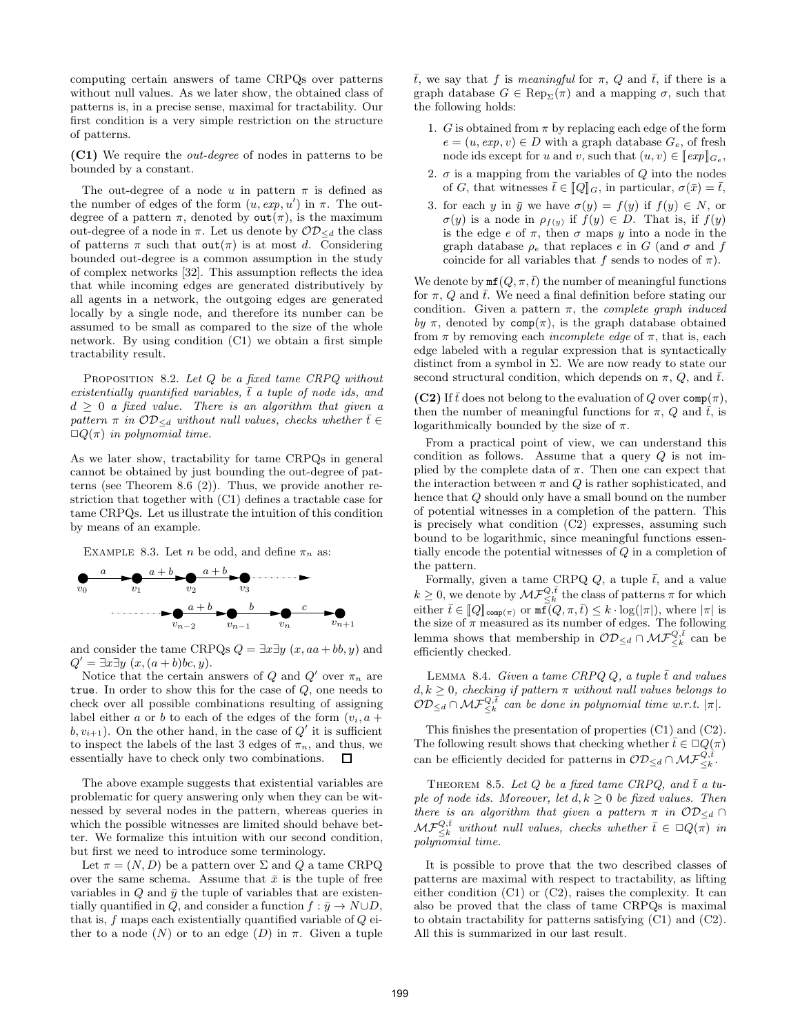computing certain answers of tame CRPQs over patterns without null values. As we later show, the obtained class of patterns is, in a precise sense, maximal for tractability. Our first condition is a very simple restriction on the structure of patterns.

**(C1)** We require the *out-degree* of nodes in patterns to be bounded by a constant.

The out-degree of a node $u$ in pattern $\pi$ is defined as the number of edges of the form $(u, exp, u')$ in $\pi$. The out-degree of a pattern $\pi$, denoted by $\mathtt{out}(\pi)$, is the maximum out-degree of a node in $\pi$. Let us denote by $\mathcal{OD}_{\leq d}$ the class of patterns $\pi$ such that $\mathtt{out}(\pi)$ is at most $d$. Considering bounded out-degree is a common assumption in the study of complex networks [32]. This assumption reflects the idea that while incoming edges are generated distributively by all agents in a network, the outgoing edges are generated locally by a single node, and therefore its number can be assumed to be small as compared to the size of the whole network. By using condition (C1) we obtain a first simple tractability result.

Proposition 8.2. *Let $Q$ be a fixed tame CRPQ without existentially quantified variables, $\bar{t}$ a tuple of node ids, and $d \geq 0$ a fixed value. There is an algorithm that given a pattern $\pi$ in $\mathcal{OD}_{\leq d}$ without null values, checks whether $\bar{t} \in \Box Q(\pi)$ in polynomial time.*

As we later show, tractability for tame CRPQs in general cannot be obtained by just bounding the out-degree of patterns (see Theorem 8.6 (2)). Thus, we provide another restriction that together with (C1) defines a tractable case for tame CRPQs. Let us illustrate the intuition of this condition by means of an example.

Example 8.3. Let $n$ be odd, and define $\pi_n$ as:

$$v_0 \xrightarrow{a} v_1 \xrightarrow{a+b} v_2 \xrightarrow{a+b} v_3 \cdots\cdots \rightarrow$$
$$\cdots\cdots \rightarrow v_{n-2} \xrightarrow{a+b} v_{n-1} \xrightarrow{b} v_n \xrightarrow{c} v_{n+1}$$

and consider the tame CRPQs $Q = \exists x \exists y\ (x, aa+bb, y)$ and $Q' = \exists x \exists y\ (x, (a+b)bc, y)$.

Notice that the certain answers of $Q$ and $Q'$ over $\pi_n$ are $\mathtt{true}$. In order to show this for the case of $Q$, one needs to check over all possible combinations resulting of assigning label either $a$ or $b$ to each of the edges of the form $(v_i, a+b, v_{i+1})$. On the other hand, in the case of $Q'$ it is sufficient to inspect the labels of the last 3 edges of $\pi_n$, and thus, we essentially have to check only two combinations. ☐

The above example suggests that existential variables are problematic for query answering only when they can be witnessed by several nodes in the pattern, whereas queries in which the possible witnesses are limited should behave better. We formalize this intuition with our second condition, but first we need to introduce some terminology.

Let $\pi = (N, D)$ be a pattern over $\Sigma$ and $Q$ a tame CRPQ over the same schema. Assume that $\bar{x}$ is the tuple of free variables in $Q$ and $\bar{y}$ the tuple of variables that are existentially quantified in $Q$, and consider a function $f : \bar{y} \to N \cup D$, that is, $f$ maps each existentially quantified variable of $Q$ either to a node ($N$) or to an edge ($D$) in $\pi$. Given a tuple $\bar{t}$, we say that $f$ is *meaningful* for $\pi$, $Q$ and $\bar{t}$, if there is a graph database $G \in \mathrm{Rep}_\Sigma(\pi)$ and a mapping $\sigma$, such that the following holds:

1. $G$ is obtained from $\pi$ by replacing each edge of the form $e = (u, exp, v) \in D$ with a graph database $G_e$, of fresh node ids except for $u$ and $v$, such that $(u, v) \in [\![exp]\!]_{G_e}$,
2. $\sigma$ is a mapping from the variables of $Q$ into the nodes of $G$, that witnesses $\bar{t} \in [\![Q]\!]_G$, in particular, $\sigma(\bar{x}) = \bar{t}$,
3. for each $y$ in $\bar{y}$ we have $\sigma(y) = f(y)$ if $f(y) \in N$, or $\sigma(y)$ is a node in $\rho_{f(y)}$ if $f(y) \in D$. That is, if $f(y)$ is the edge $e$ of $\pi$, then $\sigma$ maps $y$ into a node in the graph database $\rho_e$ that replaces $e$ in $G$ (and $\sigma$ and $f$ coincide for all variables that $f$ sends to nodes of $\pi$).

We denote by $\mathtt{mf}(Q, \pi, \bar{t})$ the number of meaningful functions for $\pi$, $Q$ and $\bar{t}$. We need a final definition before stating our condition. Given a pattern $\pi$, the *complete graph induced by* $\pi$, denoted by $\mathtt{comp}(\pi)$, is the graph database obtained from $\pi$ by removing each *incomplete edge* of $\pi$, that is, each edge labeled with a regular expression that is syntactically distinct from a symbol in $\Sigma$. We are now ready to state our second structural condition, which depends on $\pi$, $Q$, and $\bar{t}$.

**(C2)** If $\bar{t}$ does not belong to the evaluation of $Q$ over $\mathtt{comp}(\pi)$, then the number of meaningful functions for $\pi$, $Q$ and $\bar{t}$, is logarithmically bounded by the size of $\pi$.

From a practical point of view, we can understand this condition as follows. Assume that a query $Q$ is not implied by the complete data of $\pi$. Then one can expect that the interaction between $\pi$ and $Q$ is rather sophisticated, and hence that $Q$ should only have a small bound on the number of potential witnesses in a completion of the pattern. This is precisely what condition (C2) expresses, assuming such bound to be logarithmic, since meaningful functions essentially encode the potential witnesses of $Q$ in a completion of the pattern.

Formally, given a tame CRPQ $Q$, a tuple $\bar{t}$, and a value $k \geq 0$, we denote by $\mathcal{MF}^{Q,\bar{t}}_{\leq k}$ the class of patterns $\pi$ for which either $\bar{t} \in [\![Q]\!]_{\mathtt{comp}(\pi)}$ or $\mathtt{mf}(Q, \pi, \bar{t}) \leq k \cdot \log(|\pi|)$, where $|\pi|$ is the size of $\pi$ measured as its number of edges. The following lemma shows that membership in $\mathcal{OD}_{\leq d} \cap \mathcal{MF}^{Q,\bar{t}}_{\leq k}$ can be efficiently checked.

Lemma 8.4. *Given a tame CRPQ $Q$, a tuple $\bar{t}$ and values $d, k \geq 0$, checking if pattern $\pi$ without null values belongs to $\mathcal{OD}_{\leq d} \cap \mathcal{MF}^{Q,\bar{t}}_{\leq k}$ can be done in polynomial time w.r.t. $|\pi|$.*

This finishes the presentation of properties (C1) and (C2). The following result shows that checking whether $\bar{t} \in \Box Q(\pi)$ can be efficiently decided for patterns in $\mathcal{OD}_{\leq d} \cap \mathcal{MF}^{Q,\bar{t}}_{\leq k}$.

Theorem 8.5. *Let $Q$ be a fixed tame CRPQ, and $\bar{t}$ a tuple of node ids. Moreover, let $d, k \geq 0$ be fixed values. Then there is an algorithm that given a pattern $\pi$ in $\mathcal{OD}_{\leq d} \cap \mathcal{MF}^{Q,\bar{t}}_{\leq k}$ without null values, checks whether $\bar{t} \in \Box Q(\pi)$ in polynomial time.*

It is possible to prove that the two described classes of patterns are maximal with respect to tractability, as lifting either condition (C1) or (C2), raises the complexity. It can also be proved that the class of tame CRPQs is maximal to obtain tractability for patterns satisfying (C1) and (C2). All this is summarized in our last result.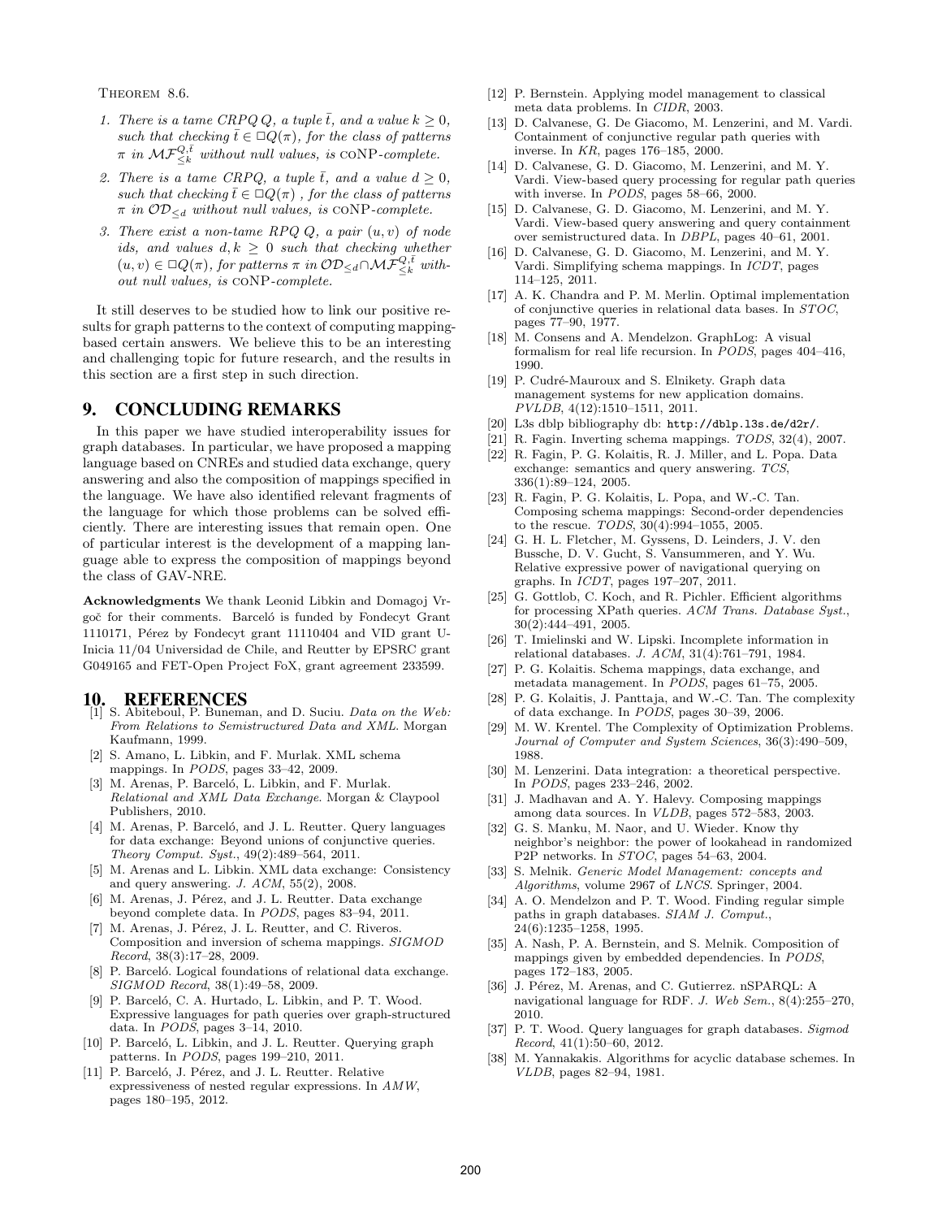THEOREM 8.6.

1. *There is a tame CRPQ $Q$, a tuple $\bar{t}$, and a value $k \geq 0$, such that checking $\bar{t} \in \Box Q(\pi)$, for the class of patterns $\pi$ in $\mathcal{MF}_{\leq k}^{Q,\bar{t}}$ without null values, is* coNP*-complete.*
2. *There is a tame CRPQ, a tuple $\bar{t}$, and a value $d \geq 0$, such that checking $\bar{t} \in \Box Q(\pi)$ , for the class of patterns $\pi$ in $\mathcal{OD}_{\leq d}$ without null values, is* coNP*-complete.*
3. *There exist a non-tame RPQ $Q$, a pair $(u, v)$ of node ids, and values $d, k \geq 0$ such that checking whether $(u, v) \in \Box Q(\pi)$, for patterns $\pi$ in $\mathcal{OD}_{\leq d} \cap \mathcal{MF}_{\leq k}^{Q,\bar{t}}$ without null values, is* coNP*-complete.*

It still deserves to be studied how to link our positive results for graph patterns to the context of computing mapping-based certain answers. We believe this to be an interesting and challenging topic for future research, and the results in this section are a first step in such direction.

## 9. CONCLUDING REMARKS

In this paper we have studied interoperability issues for graph databases. In particular, we have proposed a mapping language based on CNREs and studied data exchange, query answering and also the composition of mappings specified in the language. We have also identified relevant fragments of the language for which those problems can be solved efficiently. There are interesting issues that remain open. One of particular interest is the development of a mapping language able to express the composition of mappings beyond the class of GAV-NRE.

**Acknowledgments** We thank Leonid Libkin and Domagoj Vrgoč for their comments. Barceló is funded by Fondecyt Grant 1110171, Pérez by Fondecyt grant 11110404 and VID grant U-Inicia 11/04 Universidad de Chile, and Reutter by EPSRC grant G049165 and FET-Open Project FoX, grant agreement 233599.

## 10. REFERENCES

[1] S. Abiteboul, P. Buneman, and D. Suciu. *Data on the Web: From Relations to Semistructured Data and XML*. Morgan Kaufmann, 1999.

[2] S. Amano, L. Libkin, and F. Murlak. XML schema mappings. In *PODS*, pages 33–42, 2009.

[3] M. Arenas, P. Barceló, L. Libkin, and F. Murlak. *Relational and XML Data Exchange*. Morgan & Claypool Publishers, 2010.

[4] M. Arenas, P. Barceló, and J. L. Reutter. Query languages for data exchange: Beyond unions of conjunctive queries. *Theory Comput. Syst.*, 49(2):489–564, 2011.

[5] M. Arenas and L. Libkin. XML data exchange: Consistency and query answering. *J. ACM*, 55(2), 2008.

[6] M. Arenas, J. Pérez, and J. L. Reutter. Data exchange beyond complete data. In *PODS*, pages 83–94, 2011.

[7] M. Arenas, J. Pérez, J. L. Reutter, and C. Riveros. Composition and inversion of schema mappings. *SIGMOD Record*, 38(3):17–28, 2009.

[8] P. Barceló. Logical foundations of relational data exchange. *SIGMOD Record*, 38(1):49–58, 2009.

[9] P. Barceló, C. A. Hurtado, L. Libkin, and P. T. Wood. Expressive languages for path queries over graph-structured data. In *PODS*, pages 3–14, 2010.

[10] P. Barceló, L. Libkin, and J. L. Reutter. Querying graph patterns. In *PODS*, pages 199–210, 2011.

[11] P. Barceló, J. Pérez, and J. L. Reutter. Relative expressiveness of nested regular expressions. In *AMW*, pages 180–195, 2012.

[12] P. Bernstein. Applying model management to classical meta data problems. In *CIDR*, 2003.

[13] D. Calvanese, G. De Giacomo, M. Lenzerini, and M. Vardi. Containment of conjunctive regular path queries with inverse. In *KR*, pages 176–185, 2000.

[14] D. Calvanese, G. D. Giacomo, M. Lenzerini, and M. Y. Vardi. View-based query processing for regular path queries with inverse. In *PODS*, pages 58–66, 2000.

[15] D. Calvanese, G. D. Giacomo, M. Lenzerini, and M. Y. Vardi. View-based query answering and query containment over semistructured data. In *DBPL*, pages 40–61, 2001.

[16] D. Calvanese, G. D. Giacomo, M. Lenzerini, and M. Y. Vardi. Simplifying schema mappings. In *ICDT*, pages 114–125, 2011.

[17] A. K. Chandra and P. M. Merlin. Optimal implementation of conjunctive queries in relational data bases. In *STOC*, pages 77–90, 1977.

[18] M. Consens and A. Mendelzon. GraphLog: A visual formalism for real life recursion. In *PODS*, pages 404–416, 1990.

[19] P. Cudré-Mauroux and S. Elnikety. Graph data management systems for new application domains. *PVLDB*, 4(12):1510–1511, 2011.

[20] L3s dblp bibliography db: `http://dblp.l3s.de/d2r/`.

[21] R. Fagin. Inverting schema mappings. *TODS*, 32(4), 2007.

[22] R. Fagin, P. G. Kolaitis, R. J. Miller, and L. Popa. Data exchange: semantics and query answering. *TCS*, 336(1):89–124, 2005.

[23] R. Fagin, P. G. Kolaitis, L. Popa, and W.-C. Tan. Composing schema mappings: Second-order dependencies to the rescue. *TODS*, 30(4):994–1055, 2005.

[24] G. H. L. Fletcher, M. Gyssens, D. Leinders, J. V. den Bussche, D. V. Gucht, S. Vansummeren, and Y. Wu. Relative expressive power of navigational querying on graphs. In *ICDT*, pages 197–207, 2011.

[25] G. Gottlob, C. Koch, and R. Pichler. Efficient algorithms for processing XPath queries. *ACM Trans. Database Syst.*, 30(2):444–491, 2005.

[26] T. Imielinski and W. Lipski. Incomplete information in relational databases. *J. ACM*, 31(4):761–791, 1984.

[27] P. G. Kolaitis. Schema mappings, data exchange, and metadata management. In *PODS*, pages 61–75, 2005.

[28] P. G. Kolaitis, J. Panttaja, and W.-C. Tan. The complexity of data exchange. In *PODS*, pages 30–39, 2006.

[29] M. W. Krentel. The Complexity of Optimization Problems. *Journal of Computer and System Sciences*, 36(3):490–509, 1988.

[30] M. Lenzerini. Data integration: a theoretical perspective. In *PODS*, pages 233–246, 2002.

[31] J. Madhavan and A. Y. Halevy. Composing mappings among data sources. In *VLDB*, pages 572–583, 2003.

[32] G. S. Manku, M. Naor, and U. Wieder. Know thy neighbor's neighbor: the power of lookahead in randomized P2P networks. In *STOC*, pages 54–63, 2004.

[33] S. Melnik. *Generic Model Management: concepts and Algorithms*, volume 2967 of *LNCS*. Springer, 2004.

[34] A. O. Mendelzon and P. T. Wood. Finding regular simple paths in graph databases. *SIAM J. Comput.*, 24(6):1235–1258, 1995.

[35] A. Nash, P. A. Bernstein, and S. Melnik. Composition of mappings given by embedded dependencies. In *PODS*, pages 172–183, 2005.

[36] J. Pérez, M. Arenas, and C. Gutierrez. nSPARQL: A navigational language for RDF. *J. Web Sem.*, 8(4):255–270, 2010.

[37] P. T. Wood. Query languages for graph databases. *Sigmod Record*, 41(1):50–60, 2012.

[38] M. Yannakakis. Algorithms for acyclic database schemes. In *VLDB*, pages 82–94, 1981.